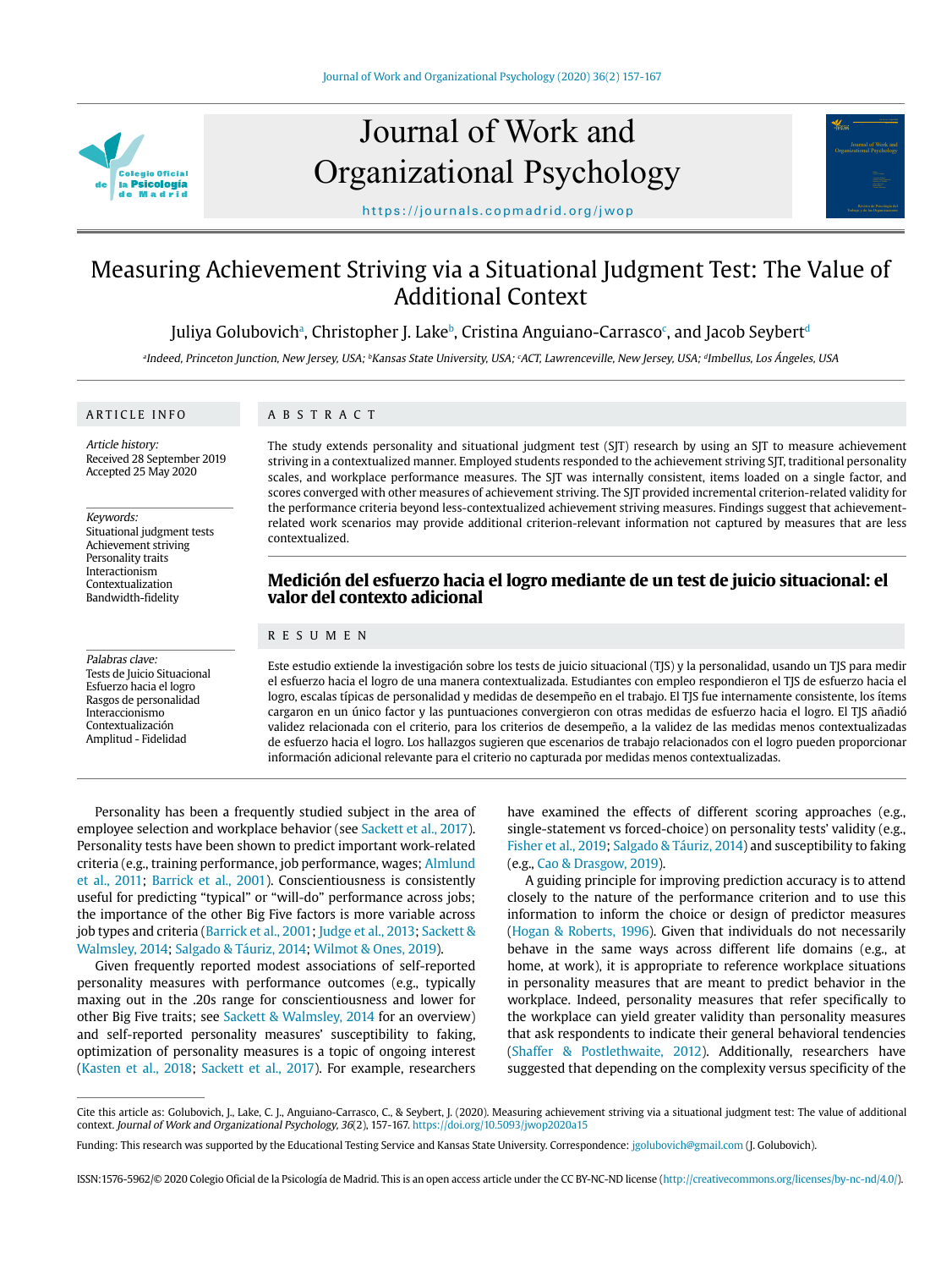# Measuring Achievement Striving via a Situational Judgment Test: The Value of Additional Context

Juliya Golubovich[a], Christopher J. Lake[b], Cristina Anguiano-Carrasco[c], and Jacob Seybert[d]

[a]Indeed, Princeton Junction, New Jersey, USA; [b]Kansas State University, USA; [c]ACT, Lawrenceville, New Jersey, USA; [d]Imbellus, Los Ángeles, USA

## ARTICLE INFO

*Article history:*
Received 28 September 2019
Accepted 25 May 2020

*Keywords:*
Situational judgment tests
Achievement striving
Personality traits
Interactionism
Contextualization
Bandwidth-fidelity

*Palabras clave:*
Tests de Juicio Situacional
Esfuerzo hacia el logro
Rasgos de personalidad
Interaccionismo
Contextualización
Amplitud - Fidelidad

## ABSTRACT

The study extends personality and situational judgment test (SJT) research by using an SJT to measure achievement striving in a contextualized manner. Employed students responded to the achievement striving SJT, traditional personality scales, and workplace performance measures. The SJT was internally consistent, items loaded on a single factor, and scores converged with other measures of achievement striving. The SJT provided incremental criterion-related validity for the performance criteria beyond less-contextualized achievement striving measures. Findings suggest that achievement-related work scenarios may provide additional criterion-relevant information not captured by measures that are less contextualized.

## Medición del esfuerzo hacia el logro mediante de un test de juicio situacional: el valor del contexto adicional

## RESUMEN

Este estudio extiende la investigación sobre los tests de juicio situacional (TJS) y la personalidad, usando un TJS para medir el esfuerzo hacia el logro de una manera contextualizada. Estudiantes con empleo respondieron el TJS de esfuerzo hacia el logro, escalas típicas de personalidad y medidas de desempeño en el trabajo. El TJS fue internamente consistente, los ítems cargaron en un único factor y las puntuaciones convergieron con otras medidas de esfuerzo hacia el logro. El TJS añadió validez relacionada con el criterio, para los criterios de desempeño, a la validez de las medidas menos contextualizadas de esfuerzo hacia el logro. Los hallazgos sugirieron que escenarios de trabajo relacionados con el logro pueden proporcionar información adicional relevante para el criterio no capturada por medidas menos contextualizadas.

Personality has been a frequently studied subject in the area of employee selection and workplace behavior (see Sackett et al., 2017). Personality tests have been shown to predict important work-related criteria (e.g., training performance, job performance, wages; Almlund et al., 2011; Barrick et al., 2001). Conscientiousness is consistently useful for predicting "typical" or "will-do" performance across jobs; the importance of the other Big Five factors is more variable across job types and criteria (Barrick et al., 2001; Judge et al., 2013; Sackett & Walmsley, 2014; Salgado & Táuriz, 2014; Wilmot & Ones, 2019).

Given frequently reported modest associations of self-reported personality measures with performance outcomes (e.g., typically maxing out in the .20s range for conscientiousness and lower for other Big Five traits; see Sackett & Walmsley, 2014 for an overview) and self-reported personality measures' susceptibility to faking, optimization of personality measures is a topic of ongoing interest (Kasten et al., 2018; Sackett et al., 2017). For example, researchers have examined the effects of different scoring approaches (e.g., single-statement vs forced-choice) on personality tests' validity (e.g., Fisher et al., 2019; Salgado & Táuriz, 2014) and susceptibility to faking (e.g., Cao & Drasgow, 2019).

A guiding principle for improving prediction accuracy is to attend closely to the nature of the performance criterion and to use this information to inform the choice or design of predictor measures (Hogan & Roberts, 1996). Given that individuals do not necessarily behave in the same ways across different life domains (e.g., at home, at work), it is appropriate to reference workplace situations in personality measures that are meant to predict behavior in the workplace. Indeed, personality measures that refer specifically to the workplace can yield greater validity than personality measures that ask respondents to indicate their general behavioral tendencies (Shaffer & Postlethwaite, 2012). Additionally, researchers have suggested that depending on the complexity versus specificity of the

---

Cite this article as: Golubovich, J., Lake, C. J., Anguiano-Carrasco, C., & Seybert, J. (2020). Measuring achievement striving via a situational judgment test: The value of additional context. *Journal of Work and Organizational Psychology, 36*(2), 157-167. https://doi.org/10.5093/jwop2020a15

Funding: This research was supported by the Educational Testing Service and Kansas State University. Correspondence: jgolubovich@gmail.com (J. Golubovich).

ISSN:1576-5962/© 2020 Colegio Oficial de la Psicología de Madrid. This is an open access article under the CC BY-NC-ND license (http://creativecommons.org/licenses/by-nc-nd/4.0/).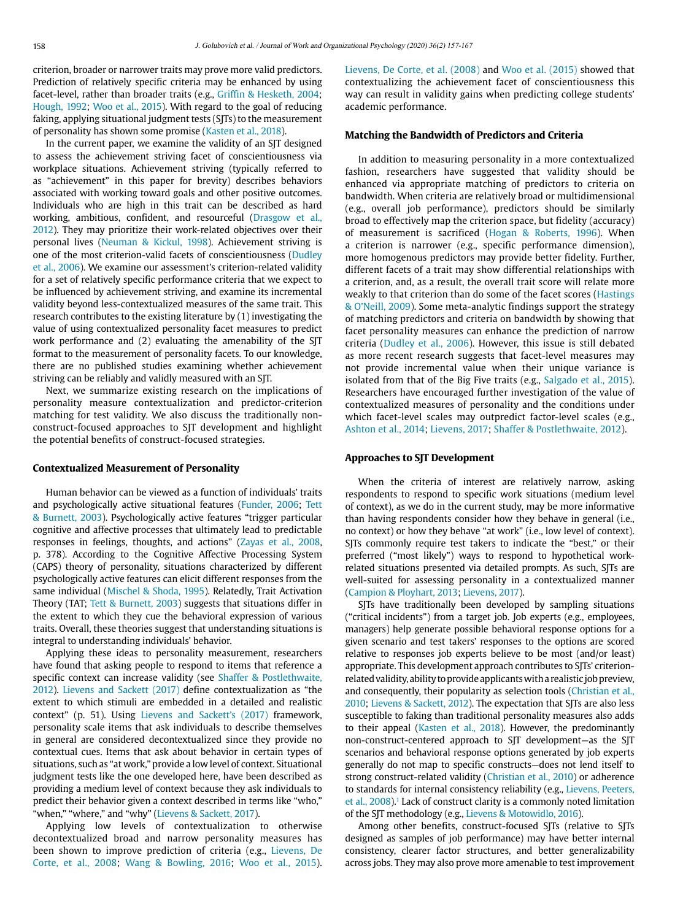criterion, broader or narrower traits may prove more valid predictors. Prediction of relatively specific criteria may be enhanced by using facet-level, rather than broader traits (e.g., Griffin & Hesketh, 2004; Hough, 1992; Woo et al., 2015). With regard to the goal of reducing faking, applying situational judgment tests (SJTs) to the measurement of personality has shown some promise (Kasten et al., 2018).

In the current paper, we examine the validity of an SJT designed to assess the achievement striving facet of conscientiousness via workplace situations. Achievement striving (typically referred to as "achievement" in this paper for brevity) describes behaviors associated with working toward goals and other positive outcomes. Individuals who are high in this trait can be described as hard working, ambitious, confident, and resourceful (Drasgow et al., 2012). They may prioritize their work-related objectives over their personal lives (Neuman & Kickul, 1998). Achievement striving is one of the most criterion-valid facets of conscientiousness (Dudley et al., 2006). We examine our assessment's criterion-related validity for a set of relatively specific performance criteria that we expect to be influenced by achievement striving, and examine its incremental validity beyond less-contextualized measures of the same trait. This research contributes to the existing literature by (1) investigating the value of using contextualized personality facet measures to predict work performance and (2) evaluating the amenability of the SJT format to the measurement of personality facets. To our knowledge, there are no published studies examining whether achievement striving can be reliably and validly measured with an SJT.

Next, we summarize existing research on the implications of personality measure contextualization and predictor-criterion matching for test validity. We also discuss the traditionally non-construct-focused approaches to SJT development and highlight the potential benefits of construct-focused strategies.

## Contextualized Measurement of Personality

Human behavior can be viewed as a function of individuals' traits and psychologically active situational features (Funder, 2006; Tett & Burnett, 2003). Psychologically active features "trigger particular cognitive and affective processes that ultimately lead to predictable responses in feelings, thoughts, and actions" (Zayas et al., 2008, p. 378). According to the Cognitive Affective Processing System (CAPS) theory of personality, situations characterized by different psychologically active features can elicit different responses from the same individual (Mischel & Shoda, 1995). Relatedly, Trait Activation Theory (TAT; Tett & Burnett, 2003) suggests that situations differ in the extent to which they cue the behavioral expression of various traits. Overall, these theories suggest that understanding situations is integral to understanding individuals' behavior.

Applying these ideas to personality measurement, researchers have found that asking people to respond to items that reference a specific context can increase validity (see Shaffer & Postlethwaite, 2012). Lievens and Sackett (2017) define contextualization as "the extent to which stimuli are embedded in a detailed and realistic context" (p. 51). Using Lievens and Sackett's (2017) framework, personality scale items that ask individuals to describe themselves in general are considered decontextualized since they provide no contextual cues. Items that ask about behavior in certain types of situations, such as "at work," provide a low level of context. Situational judgment tests like the one developed here, have been described as providing a medium level of context because they ask individuals to predict their behavior given a context described in terms like "who," "when," "where," and "why" (Lievens & Sackett, 2017).

Applying low levels of contextualization to otherwise decontextualized broad and narrow personality measures has been shown to improve prediction of criteria (e.g., Lievens, De Corte, et al., 2008; Wang & Bowling, 2016; Woo et al., 2015). Lievens, De Corte, et al. (2008) and Woo et al. (2015) showed that contextualizing the achievement facet of conscientiousness this way can result in validity gains when predicting college students' academic performance.

## Matching the Bandwidth of Predictors and Criteria

In addition to measuring personality in a more contextualized fashion, researchers have suggested that validity should be enhanced via appropriate matching of predictors to criteria on bandwidth. When criteria are relatively broad or multidimensional (e.g., overall job performance), predictors should be similarly broad to effectively map the criterion space, but fidelity (accuracy) of measurement is sacrificed (Hogan & Roberts, 1996). When a criterion is narrower (e.g., specific performance dimension), more homogenous predictors may provide better fidelity. Further, different facets of a trait may show differential relationships with a criterion, and, as a result, the overall trait score will relate more weakly to that criterion than do some of the facet scores (Hastings & O'Neill, 2009). Some meta-analytic findings support the strategy of matching predictors and criteria on bandwidth by showing that facet personality measures can enhance the prediction of narrow criteria (Dudley et al., 2006). However, this issue is still debated as more recent research suggests that facet-level measures may not provide incremental value when their unique variance is isolated from that of the Big Five traits (e.g., Salgado et al., 2015). Researchers have encouraged further investigation of the value of contextualized measures of personality and the conditions under which facet-level scales may outpredict factor-level scales (e.g., Ashton et al., 2014; Lievens, 2017; Shaffer & Postlethwaite, 2012).

## Approaches to SJT Development

When the criteria of interest are relatively narrow, asking respondents to respond to specific work situations (medium level of context), as we do in the current study, may be more informative than having respondents consider how they behave in general (i.e., no context) or how they behave "at work" (i.e., low level of context). SJTs commonly require test takers to indicate the "best," or their preferred ("most likely") ways to respond to hypothetical work-related situations presented via detailed prompts. As such, SJTs are well-suited for assessing personality in a contextualized manner (Campion & Ployhart, 2013; Lievens, 2017).

SJTs have traditionally been developed by sampling situations ("critical incidents") from a target job. Job experts (e.g., employees, managers) help generate possible behavioral response options for a given scenario and test takers' responses to the options are scored relative to responses job experts believe to be most (and/or least) appropriate. This development approach contributes to SJTs' criterion-related validity, ability to provide applicants with a realistic job preview, and consequently, their popularity as selection tools (Christian et al., 2010; Lievens & Sackett, 2012). The expectation that SJTs are also less susceptible to faking than traditional personality measures also adds to their appeal (Kasten et al., 2018). However, the predominantly non-construct-centered approach to SJT development—as the SJT scenarios and behavioral response options generated by job experts generally do not map to specific constructs—does not lend itself to strong construct-related validity (Christian et al., 2010) or adherence to standards for internal consistency reliability (e.g., Lievens, Peeters, et al., 2008).[1] Lack of construct clarity is a commonly noted limitation of the SJT methodology (e.g., Lievens & Motowidlo, 2016).

Among other benefits, construct-focused SJTs (relative to SJTs designed as samples of job performance) may have better internal consistency, clearer factor structures, and better generalizability across jobs. They may also prove more amenable to test improvement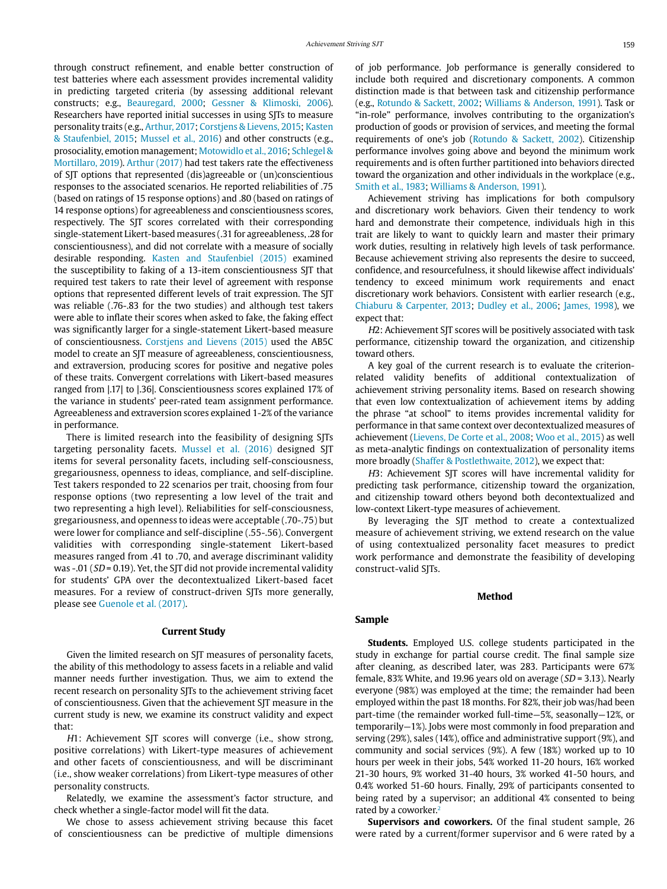through construct refinement, and enable better construction of test batteries where each assessment provides incremental validity in predicting targeted criteria (by assessing additional relevant constructs; e.g., Beauregard, 2000; Gessner & Klimoski, 2006). Researchers have reported initial successes in using SJTs to measure personality traits (e.g., Arthur, 2017; Corstjens & Lievens, 2015; Kasten & Staufenbiel, 2015; Mussel et al., 2016) and other constructs (e.g., prosociality, emotion management; Motowidlo et al., 2016; Schlegel & Mortillaro, 2019). Arthur (2017) had test takers rate the effectiveness of SJT options that represented (dis)agreeable or (un)conscientious responses to the associated scenarios. He reported reliabilities of .75 (based on ratings of 15 response options) and .80 (based on ratings of 14 response options) for agreeableness and conscientiousness scores, respectively. The SJT scores correlated with their corresponding single-statement Likert-based measures (.31 for agreeableness, .28 for conscientiousness), and did not correlate with a measure of socially desirable responding. Kasten and Staufenbiel (2015) examined the susceptibility to faking of a 13-item conscientiousness SJT that required test takers to rate their level of agreement with response options that represented different levels of trait expression. The SJT was reliable (.76-.83 for the two studies) and although test takers were able to inflate their scores when asked to fake, the faking effect was significantly larger for a single-statement Likert-based measure of conscientiousness. Corstjens and Lievens (2015) used the AB5C model to create an SJT measure of agreeableness, conscientiousness, and extraversion, producing scores for positive and negative poles of these traits. Convergent correlations with Likert-based measures ranged from |.17| to |.36|. Conscientiousness scores explained 17% of the variance in students' peer-rated team assignment performance. Agreeableness and extraversion scores explained 1-2% of the variance in performance.

There is limited research into the feasibility of designing SJTs targeting personality facets. Mussel et al. (2016) designed SJT items for several personality facets, including self-consciousness, gregariousness, openness to ideas, compliance, and self-discipline. Test takers responded to 22 scenarios per trait, choosing from four response options (two representing a low level of the trait and two representing a high level). Reliabilities for self-consciousness, gregariousness, and openness to ideas were acceptable (.70-.75) but were lower for compliance and self-discipline (.55-.56). Convergent validities with corresponding single-statement Likert-based measures ranged from .41 to .70, and average discriminant validity was -.01 ($SD$ = 0.19). Yet, the SJT did not provide incremental validity for students' GPA over the decontextualized Likert-based facet measures. For a review of construct-driven SJTs more generally, please see Guenole et al. (2017).

## Current Study

Given the limited research on SJT measures of personality facets, the ability of this methodology to assess facets in a reliable and valid manner needs further investigation. Thus, we aim to extend the recent research on personality SJTs to the achievement striving facet of conscientiousness. Given that the achievement SJT measure in the current study is new, we examine its construct validity and expect that:

*H*1: Achievement SJT scores will converge (i.e., show strong, positive correlations) with Likert-type measures of achievement and other facets of conscientiousness, and will be discriminant (i.e., show weaker correlations) from Likert-type measures of other personality constructs.

Relatedly, we examine the assessment's factor structure, and check whether a single-factor model will fit the data.

We chose to assess achievement striving because this facet of conscientiousness can be predictive of multiple dimensions of job performance. Job performance is generally considered to include both required and discretionary components. A common distinction made is that between task and citizenship performance (e.g., Rotundo & Sackett, 2002; Williams & Anderson, 1991). Task or "in-role" performance, involves contributing to the organization's production of goods or provision of services, and meeting the formal requirements of one's job (Rotundo & Sackett, 2002). Citizenship performance involves going above and beyond the minimum work requirements and is often further partitioned into behaviors directed toward the organization and other individuals in the workplace (e.g., Smith et al., 1983; Williams & Anderson, 1991).

Achievement striving has implications for both compulsory and discretionary work behaviors. Given their tendency to work hard and demonstrate their competence, individuals high in this trait are likely to want to quickly learn and master their primary work duties, resulting in relatively high levels of task performance. Because achievement striving also represents the desire to succeed, confidence, and resourcefulness, it should likewise affect individuals' tendency to exceed minimum work requirements and enact discretionary work behaviors. Consistent with earlier research (e.g., Chiaburu & Carpenter, 2013; Dudley et al., 2006; James, 1998), we expect that:

*H*2: Achievement SJT scores will be positively associated with task performance, citizenship toward the organization, and citizenship toward others.

A key goal of the current research is to evaluate the criterion-related validity benefits of additional contextualization of achievement striving personality items. Based on research showing that even low contextualization of achievement items by adding the phrase "at school" to items provides incremental validity for performance in that same context over decontextualized measures of achievement (Lievens, De Corte et al., 2008; Woo et al., 2015) as well as meta-analytic findings on contextualization of personality items more broadly (Shaffer & Postlethwaite, 2012), we expect that:

*H*3: Achievement SJT scores will have incremental validity for predicting task performance, citizenship toward the organization, and citizenship toward others beyond both decontextualized and low-context Likert-type measures of achievement.

By leveraging the SJT method to create a contextualized measure of achievement striving, we extend research on the value of using contextualized personality facet measures to predict work performance and demonstrate the feasibility of developing construct-valid SJTs.

## Method

### Sample

**Students.** Employed U.S. college students participated in the study in exchange for partial course credit. The final sample size after cleaning, as described later, was 283. Participants were 67% female, 83% White, and 19.96 years old on average ($SD$ = 3.13). Nearly everyone (98%) was employed at the time; the remainder had been employed within the past 18 months. For 82%, their job was/had been part-time (the remainder worked full-time—5%, seasonally—12%, or temporarily—1%). Jobs were most commonly in food preparation and serving (29%), sales (14%), office and administrative support (9%), and community and social services (9%). A few (18%) worked up to 10 hours per week in their jobs, 54% worked 11-20 hours, 16% worked 21-30 hours, 9% worked 31-40 hours, 3% worked 41-50 hours, and 0.4% worked 51-60 hours. Finally, 29% of participants consented to being rated by a supervisor; an additional 4% consented to being rated by a coworker.[2]

**Supervisors and coworkers.** Of the final student sample, 26 were rated by a current/former supervisor and 6 were rated by a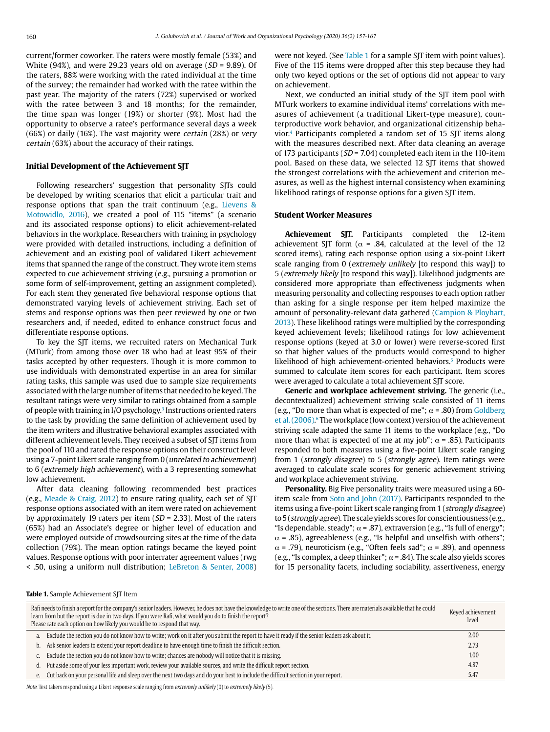current/former coworker. The raters were mostly female (53%) and White (94%), and were 29.23 years old on average (*SD* = 9.89). Of the raters, 88% were working with the rated individual at the time of the survey; the remainder had worked with the ratee within the past year. The majority of the raters (72%) supervised or worked with the ratee between 3 and 18 months; for the remainder, the time span was longer (19%) or shorter (9%). Most had the opportunity to observe a ratee's performance several days a week (66%) or daily (16%). The vast majority were *certain* (28%) or *very certain* (63%) about the accuracy of their ratings.

## Initial Development of the Achievement SJT

Following researchers' suggestion that personality SJTs could be developed by writing scenarios that elicit a particular trait and response options that span the trait continuum (e.g., Lievens & Motowidlo, 2016), we created a pool of 115 "items" (a scenario and its associated response options) to elicit achievement-related behaviors in the workplace. Researchers with training in psychology were provided with detailed instructions, including a definition of achievement and an existing pool of validated Likert achievement items that spanned the range of the construct. They wrote item stems expected to cue achievement striving (e.g., pursuing a promotion or some form of self-improvement, getting an assignment completed). For each stem they generated five behavioral response options that demonstrated varying levels of achievement striving. Each set of stems and response options was then peer reviewed by one or two researchers and, if needed, edited to enhance construct focus and differentiate response options.

To key the SJT items, we recruited raters on Mechanical Turk (MTurk) from among those over 18 who had at least 95% of their tasks accepted by other requesters. Though it is more common to use individuals with demonstrated expertise in an area for similar rating tasks, this sample was used due to sample size requirements associated with the large number of items that needed to be keyed. The resultant ratings were very similar to ratings obtained from a sample of people with training in I/O psychology.[3] Instructions oriented raters to the task by providing the same definition of achievement used by the item writers and illustrative behavioral examples associated with different achievement levels. They received a subset of SJT items from the pool of 110 and rated the response options on their construct level using a 7-point Likert scale ranging from 0 (*unrelated to achievement*) to 6 (*extremely high achievement*), with a 3 representing somewhat low achievement.

After data cleaning following recommended best practices (e.g., Meade & Craig, 2012) to ensure rating quality, each set of SJT response options associated with an item were rated on achievement by approximately 19 raters per item (*SD* = 2.33). Most of the raters (65%) had an Associate's degree or higher level of education and were employed outside of crowdsourcing sites at the time of the data collection (79%). The mean option ratings became the keyed point values. Response options with poor interrater agreement values ($r_{wg}$ < .50, using a uniform null distribution; LeBreton & Senter, 2008) were not keyed. (See Table 1 for a sample SJT item with point values). Five of the 115 items were dropped after this step because they had only two keyed options or the set of options did not appear to vary on achievement.

Next, we conducted an initial study of the SJT item pool with MTurk workers to examine individual items' correlations with measures of achievement (a traditional Likert-type measure), counterproductive work behavior, and organizational citizenship behavior.[4] Participants completed a random set of 15 SJT items along with the measures described next. After data cleaning an average of 173 participants (*SD* = 7.04) completed each item in the 110-item pool. Based on these data, we selected 12 SJT items that showed the strongest correlations with the achievement and criterion measures, as well as the highest internal consistency when examining likelihood ratings of response options for a given SJT item.

## Student Worker Measures

**Achievement SJT.** Participants completed the 12-item achievement SJT form ($\alpha$ = .84, calculated at the level of the 12 scored items), rating each response option using a six-point Likert scale ranging from 0 (*extremely unlikely* [to respond this way]) to 5 (*extremely likely* [to respond this way]). Likelihood judgments are considered more appropriate than effectiveness judgments when measuring personality and collecting responses to each option rather than asking for a single response per item helped maximize the amount of personality-relevant data gathered (Campion & Ployhart, 2013). These likelihood ratings were multiplied by the corresponding keyed achievement levels; likelihood ratings for low achievement response options (keyed at 3.0 or lower) were reverse-scored first so that higher values of the products would correspond to higher likelihood of high achievement-oriented behaviors.[5] Products were summed to calculate item scores for each participant. Item scores were averaged to calculate a total achievement SJT score.

**Generic and workplace achievement striving.** The generic (i.e., decontextualized) achievement striving scale consisted of 11 items (e.g., "Do more than what is expected of me"; $\alpha$ = .80) from Goldberg et al. (2006).[6] The workplace (low context) version of the achievement striving scale adapted the same 11 items to the workplace (e.g., "Do more than what is expected of me at my job"; $\alpha$ = .85). Participants responded to both measures using a five-point Likert scale ranging from 1 (*strongly disagree*) to 5 (*strongly agree*). Item ratings were averaged to calculate scale scores for generic achievement striving and workplace achievement striving.

**Personality.** Big Five personality traits were measured using a 60-item scale from Soto and John (2017). Participants responded to the items using a five-point Likert scale ranging from 1 (*strongly disagree*) to 5 (*strongly agree*). The scale yields scores for conscientiousness (e.g., "Is dependable, steady"; $\alpha$ = .87), extraversion (e.g., "Is full of energy"; $\alpha$ = .85), agreeableness (e.g., "Is helpful and unselfish with others"; $\alpha$ = .79), neuroticism (e.g., "Often feels sad"; $\alpha$ = .89), and openness (e.g., "Is complex, a deep thinker"; $\alpha$ = .84). The scale also yields scores for 15 personality facets, including sociability, assertiveness, energy

**Table 1.** Sample Achievement SJT Item

| Rafi needs to finish a report for the company's senior leaders. However, he does not have the knowledge to write one of the sections. There are materials available that he could learn from but the report is due in two days. If you were Rafi, what would you do to finish the report? Please rate each option on how likely you would be to respond that way. | Keyed achievement level |
|---|---|
| a. Exclude the section you do not know how to write; work on it after you submit the report to have it ready if the senior leaders ask about it. | 2.00 |
| b. Ask senior leaders to extend your report deadline to have enough time to finish the difficult section. | 2.73 |
| c. Exclude the section you do not know how to write; chances are nobody will notice that it is missing. | 1.00 |
| d. Put aside some of your less important work, review your available sources, and write the difficult report section. | 4.87 |
| e. Cut back on your personal life and sleep over the next two days and do your best to include the difficult section in your report. | 5.47 |

*Note.* Test takers respond using a Likert response scale ranging from *extremely unlikely* (0) to *extremely likely* (5).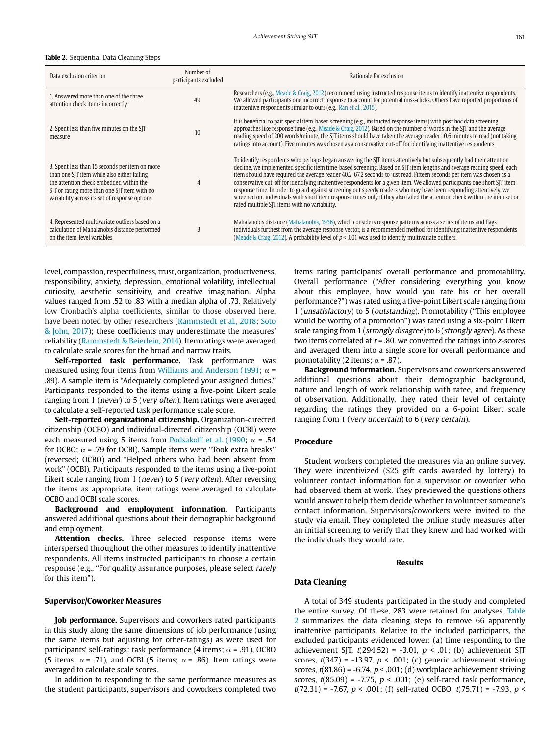**Table 2.** Sequential Data Cleaning Steps

| Data exclusion criterion | Number of participants excluded | Rationale for exclusion |
|---|---|---|
| 1. Answered more than one of the three attention check items incorrectly | 49 | Researchers (e.g., Meade & Craig, 2012) recommend using instructed response items to identify inattentive respondents. We allowed participants one incorrect response to account for potential miss-clicks. Others have reported proportions of inattentive respondents similar to ours (e.g., Ran et al., 2015). |
| 2. Spent less than five minutes on the SJT measure | 10 | It is beneficial to pair special item-based screening (e.g., instructed response items) with post hoc data screening approaches like response time (e.g., Meade & Craig, 2012). Based on the number of words in the SJT and the average reading speed of 200 words/minute, the SJT items should have taken the average reader 10.6 minutes to read (not taking ratings into account). Five minutes was chosen as a conservative cut-off for identifying inattentive respondents. |
| 3. Spent less than 15 seconds per item on more than one SJT item while also either failing the attention check embedded within the SJT or rating more than one SJT item with no variability across its set of response options | 4 | To identify respondents who perhaps began answering the SJT items attentively but subsequently had their attention decline, we implemented specific item time-based screening. Based on SJT item lengths and average reading speed, each item should have required the average reader 40.2-67.2 seconds to just read. Fifteen seconds per item was chosen as a conservative cut-off for identifying inattentive respondents for a given item. We allowed participants one short SJT item response time. In order to guard against screening out speedy readers who may have been responding attentively, we screened out individuals with short item response times only if they also failed the attention check within the item set or rated multiple SJT items with no variability. |
| 4. Represented multivariate outliers based on a calculation of Mahalanobis distance performed on the item-level variables | 3 | Mahalanobis distance (Mahalanobis, 1936), which considers response patterns across a series of items and flags individuals furthest from the average response vector, is a recommended method for identifying inattentive respondents (Meade & Craig, 2012). A probability level of $p < .001$ was used to identify multivariate outliers. |

level, compassion, respectfulness, trust, organization, productiveness, responsibility, anxiety, depression, emotional volatility, intellectual curiosity, aesthetic sensitivity, and creative imagination. Alpha values ranged from .52 to .83 with a median alpha of .73. Relatively low Cronbach's alpha coefficients, similar to those observed here, have been noted by other researchers (Rammstedt et al., 2018; Soto & John, 2017); these coefficients may underestimate the measures' reliability (Rammstedt & Beierlein, 2014). Item ratings were averaged to calculate scale scores for the broad and narrow traits.

**Self-reported task performance.** Task performance was measured using four items from Williams and Anderson (1991; $\alpha$ = .89). A sample item is "Adequately completed your assigned duties." Participants responded to the items using a five-point Likert scale ranging from 1 (*never*) to 5 (*very often*). Item ratings were averaged to calculate a self-reported task performance scale score.

**Self-reported organizational citizenship.** Organization-directed citizenship (OCBO) and individual-directed citizenship (OCBI) were each measured using 5 items from Podsakoff et al. (1990; $\alpha$ = .54 for OCBO; $\alpha$ = .79 for OCBI). Sample items were "Took extra breaks" (reversed; OCBO) and "Helped others who had been absent from work" (OCBI). Participants responded to the items using a five-point Likert scale ranging from 1 (*never*) to 5 (*very often*). After reversing the items as appropriate, item ratings were averaged to calculate OCBO and OCBI scale scores.

**Background and employment information.** Participants answered additional questions about their demographic background and employment.

**Attention checks.** Three selected response items were interspersed throughout the other measures to identify inattentive respondents. All items instructed participants to choose a certain response (e.g., "For quality assurance purposes, please select *rarely* for this item").

### Supervisor/Coworker Measures

**Job performance.** Supervisors and coworkers rated participants in this study along the same dimensions of job performance (using the same items but adjusting for other-ratings) as were used for participants' self-ratings: task performance (4 items; $\alpha$ = .91), OCBO (5 items; $\alpha$ = .71), and OCBI (5 items; $\alpha$ = .86). Item ratings were averaged to calculate scale scores.

In addition to responding to the same performance measures as the student participants, supervisors and coworkers completed two items rating participants' overall performance and promotability. Overall performance ("After considering everything you know about this employee, how would you rate his or her overall performance?") was rated using a five-point Likert scale ranging from 1 (*unsatisfactory*) to 5 (*outstanding*). Promotability ("This employee would be worthy of a promotion") was rated using a six-point Likert scale ranging from 1 (*strongly disagree*) to 6 (*strongly agree*). As these two items correlated at $r$ = .80, we converted the ratings into $z$-scores and averaged them into a single score for overall performance and promotability (2 items; $\alpha$ = .87).

**Background information.** Supervisors and coworkers answered additional questions about their demographic background, nature and length of work relationship with ratee, and frequency of observation. Additionally, they rated their level of certainty regarding the ratings they provided on a 6-point Likert scale ranging from 1 (*very uncertain*) to 6 (*very certain*).

### Procedure

Student workers completed the measures via an online survey. They were incentivized ($25 gift cards awarded by lottery) to volunteer contact information for a supervisor or coworker who had observed them at work. They previewed the questions others would answer to help them decide whether to volunteer someone's contact information. Supervisors/coworkers were invited to the study via email. They completed the online study measures after an initial screening to verify that they knew and had worked with the individuals they would rate.

## Results

### Data Cleaning

A total of 349 students participated in the study and completed the entire survey. Of these, 283 were retained for analyses. Table 2 summarizes the data cleaning steps to remove 66 apparently inattentive participants. Relative to the included participants, the excluded participants evidenced lower: (a) time responding to the achievement SJT, $t(294.52) = -3.01$, $p < .01$; (b) achievement SJT scores, $t(347) = -13.97$, $p < .001$; (c) generic achievement striving scores, $t(81.86) = -6.74$, $p < .001$; (d) workplace achievement striving scores, $t(85.09) = -7.75$, $p < .001$; (e) self-rated task performance, $t(72.31) = -7.67$, $p < .001$; (f) self-rated OCBO, $t(75.71) = -7.93$, $p <$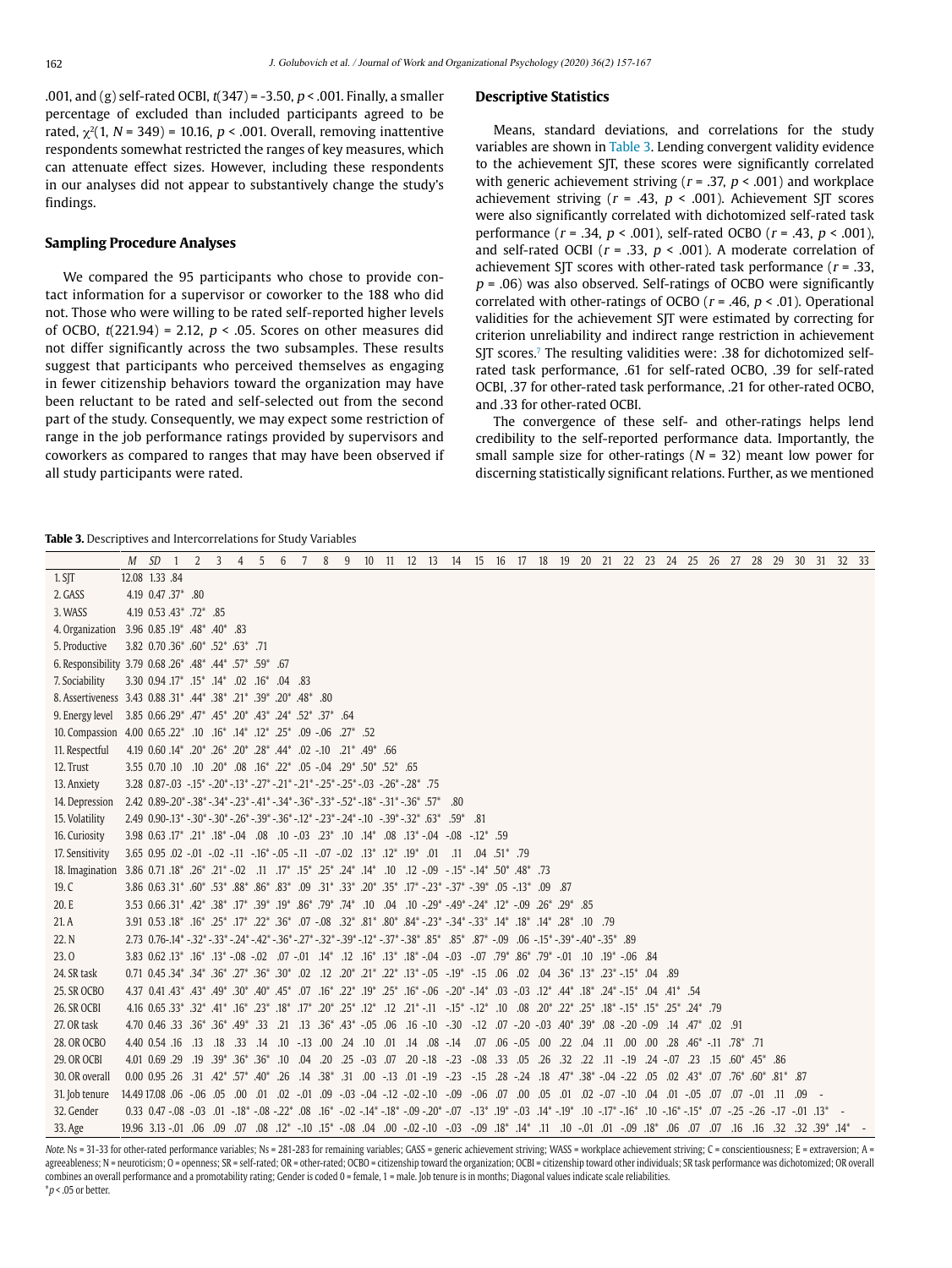.001, and (g) self-rated OCBI, $t(347) = -3.50$, $p < .001$. Finally, a smaller percentage of excluded than included participants agreed to be rated, $\chi^2(1, N = 349) = 10.16$, $p < .001$. Overall, removing inattentive respondents somewhat restricted the ranges of key measures, which can attenuate effect sizes. However, including these respondents in our analyses did not appear to substantively change the study's findings.

## Sampling Procedure Analyses

We compared the 95 participants who chose to provide contact information for a supervisor or coworker to the 188 who did not. Those who were willing to be rated self-reported higher levels of OCBO, $t(221.94) = 2.12$, $p < .05$. Scores on other measures did not differ significantly across the two subsamples. These results suggest that participants who perceived themselves as engaging in fewer citizenship behaviors toward the organization may have been reluctant to be rated and self-selected out from the second part of the study. Consequently, we may expect some restriction of range in the job performance ratings provided by supervisors and coworkers as compared to ranges that may have been observed if all study participants were rated.

## Descriptive Statistics

Means, standard deviations, and correlations for the study variables are shown in Table 3. Lending convergent validity evidence to the achievement SJT, these scores were significantly correlated with generic achievement striving ($r = .37$, $p < .001$) and workplace achievement striving ($r = .43$, $p < .001$). Achievement SJT scores were also significantly correlated with dichotomized self-rated task performance ($r = .34$, $p < .001$), self-rated OCBO ($r = .43$, $p < .001$), and self-rated OCBI ($r = .33$, $p < .001$). A moderate correlation of achievement SJT scores with other-rated task performance ($r = .33$, $p = .06$) was also observed. Self-ratings of OCBO were significantly correlated with other-ratings of OCBO ($r = .46$, $p < .01$). Operational validities for the achievement SJT were estimated by correcting for criterion unreliability and indirect range restriction in achievement SJT scores.[7] The resulting validities were: .38 for dichotomized self-rated task performance, .61 for self-rated OCBO, .39 for self-rated OCBI, .37 for other-rated task performance, .21 for other-rated OCBO, and .33 for other-rated OCBI.

The convergence of these self- and other-ratings helps lend credibility to the self-reported performance data. Importantly, the small sample size for other-ratings ($N = 32$) meant low power for discerning statistically significant relations. Further, as we mentioned

**Table 3.** Descriptives and Intercorrelations for Study Variables

| | M | SD | 1 | 2 | 3 | 4 | 5 | 6 | 7 | 8 | 9 | 10 | 11 | 12 | 13 | 14 | 15 | 16 | 17 | 18 | 19 | 20 | 21 | 22 | 23 | 24 | 25 | 26 | 27 | 28 | 29 | 30 | 31 | 32 | 33 |
|---|---|---|---|---|---|---|---|---|---|---|---|---|---|---|---|---|---|---|---|---|---|---|---|---|---|---|---|---|---|---|---|---|---|---|---|
| 1. SJT | 12.08 | 1.33 | .84 | | | | | | | | | | | | | | | | | | | | | | | | | | | | | | | | |
| 2. GASS | 4.19 | 0.47 | .37* | .80 | | | | | | | | | | | | | | | | | | | | | | | | | | | | | | | |
| 3. WASS | 4.19 | 0.53 | .43* | .72* | .85 | | | | | | | | | | | | | | | | | | | | | | | | | | | | | | |
| 4. Organization | 3.96 | 0.85 | .19* | .48* | .40* | .83 | | | | | | | | | | | | | | | | | | | | | | | | | | | | | |
| 5. Productive | 3.82 | 0.70 | .36* | .60* | .52* | .63* | .71 | | | | | | | | | | | | | | | | | | | | | | | | | | | | |
| 6. Responsibility | 3.79 | 0.68 | .26* | .48* | .44* | .57* | .59* | .67 | | | | | | | | | | | | | | | | | | | | | | | | | | | |
| 7. Sociability | 3.30 | 0.94 | .17* | .15* | .14* | .02 | .16* | .04 | .83 | | | | | | | | | | | | | | | | | | | | | | | | | | |
| 8. Assertiveness | 3.43 | 0.88 | .31* | .44* | .38* | .21* | .39* | .20* | .48* | .80 | | | | | | | | | | | | | | | | | | | | | | | | | |
| 9. Energy level | 3.85 | 0.66 | .29* | .47* | .45* | .20* | .43* | .24* | .52* | .37* | .64 | | | | | | | | | | | | | | | | | | | | | | | | |
| 10. Compassion | 4.00 | 0.65 | .22* | .10 | .16* | .14* | .12* | .25* | .09 | -.06 | .27* | .52 | | | | | | | | | | | | | | | | | | | | | | | |
| 11. Respectful | 4.19 | 0.60 | .14* | .20* | .26* | .20* | .28* | .44* | .02 | -.10 | .21* | .49* | .66 | | | | | | | | | | | | | | | | | | | | | | |
| 12. Trust | 3.55 | 0.70 | .10 | .10 | .20* | .08 | .16* | .22* | .05 | -.04 | .29* | .50* | .52* | .65 | | | | | | | | | | | | | | | | | | | | | |
| 13. Anxiety | 3.28 | 0.87 | -.03 | -.15* | -.20* | -.13* | -.27* | -.21* | -.21* | -.25* | -.25* | -.03 | -.26* | -.28* | .75 | | | | | | | | | | | | | | | | | | | | |
| 14. Depression | 2.42 | 0.89 | -.20* | -.38* | -.34* | -.23* | -.41* | -.34* | -.36* | -.33* | -.52* | -.18* | -.31* | -.36* | .57* | .80 | | | | | | | | | | | | | | | | | | | |
| 15. Volatility | 2.49 | 0.90 | -.13* | -.30* | -.30* | -.26* | -.39* | -.36* | -.12* | -.23* | -.24* | -.10 | -.39* | -.32* | .63* | .59* | .81 | | | | | | | | | | | | | | | | | | |
| 16. Curiosity | 3.98 | 0.63 | .17* | .21* | .18* | -.04 | .08 | .10 | -.03 | .23* | .10 | .14* | .08 | .13* | -.04 | -.08 | -.12* | .59 | | | | | | | | | | | | | | | | | |
| 17. Sensitivity | 3.65 | 0.95 | .02 | -.01 | -.02 | -.11 | -.16* | -.05 | -.11 | -.07 | -.02 | .13* | .12* | .19* | .01 | .11 | .04 | .51* | .79 | | | | | | | | | | | | | | | | |
| 18. Imagination | 3.86 | 0.71 | .18* | .26* | .21* | -.02 | .11 | .17* | .15* | .25* | .24* | .14* | .10 | .12 | -.09 | -.15* | -.14* | .50* | .48* | .73 | | | | | | | | | | | | | | | |
| 19. C | 3.86 | 0.63 | .31* | .60* | .53* | .88* | .86* | .83* | .09 | .31* | .33* | .20* | .35* | .17* | -.23* | -.37* | -.39* | .05 | -.13* | .09 | .87 | | | | | | | | | | | | | | |
| 20. E | 3.53 | 0.66 | .31* | .42* | .38* | .17* | .39* | .19* | .86* | .79* | .74* | .10 | .04 | .10 | -.29* | -.49* | -.24* | .12* | -.09 | .26* | .29* | .85 | | | | | | | | | | | | | |
| 21. A | 3.91 | 0.53 | .18* | .16* | .25* | .17* | .22* | .36* | .07 | -.08 | .32* | .81* | .80* | .84* | -.23* | -.34* | -.33* | .14* | .18* | .14* | .28* | .10 | .79 | | | | | | | | | | | | |
| 22. N | 2.73 | 0.76 | -.14* | -.32* | -.33* | -.24* | -.42* | -.36* | -.27* | -.32* | -.39* | -.12* | -.37* | -.38* | .85* | .85* | .87* | -.09 | .06 | -.15* | -.39* | -.40* | -.35* | .89 | | | | | | | | | | | |
| 23. O | 3.83 | 0.62 | .13* | .16* | .13* | -.08 | -.02 | .07 | -.01 | .14* | .12 | .16* | .13* | .18* | -.04 | -.03 | -.07 | .79* | .86* | .79* | -.01 | .10 | .19* | -.06 | .84 | | | | | | | | | | |
| 24. SR task | 0.71 | 0.45 | .34* | .34* | .36* | .27* | .36* | .30* | .02 | .12 | .20* | .21* | .22* | .13* | -.05 | -.19* | -.15 | .06 | .02 | .04 | .36* | .13* | .23* | -.15* | .04 | .89 | | | | | | | | | |
| 25. SR OCBO | 4.37 | 0.41 | .43* | .43* | .49* | .30* | .40* | .45* | .07 | .16* | .22* | .19* | .25* | .16* | -.06 | -.20* | -.14* | .03 | -.03 | .12* | .44* | .18* | .24* | -.15* | .04 | .41* | .54 | | | | | | | | |
| 26. SR OCBI | 4.16 | 0.65 | .33* | .32* | .41* | .16* | .23* | .18* | .17* | .20* | .25* | .12* | .12 | .21* | -.11 | -.15* | -.12* | .10 | .08 | .20* | .22* | .25* | .18* | -.15* | .15* | .25* | .24* | .79 | | | | | | | |
| 27. OR task | 4.70 | 0.46 | .33 | .36* | .36* | .49* | .33 | .21 | .13 | .36* | .43* | -.05 | .06 | .16 | -.10 | -.30 | -.12 | .07 | -.20 | -.03 | .40* | .39* | .08 | -.20 | -.09 | .14 | .47* | .02 | .91 | | | | | | |
| 28. OR OCBO | 4.40 | 0.54 | .16 | .13 | .18 | .33 | .14 | .10 | -.13 | .00 | .24 | .10 | .01 | .14 | .08 | -.14 | .07 | .06 | -.05 | .00 | .22 | .04 | .11 | .00 | .00 | .28 | .46* | -.11 | .78* | .71 | | | | | |
| 29. OR OCBI | 4.01 | 0.69 | .29 | .19 | .39* | .36* | .36* | .10 | .04 | .20 | .25 | -.03 | .07 | .20 | -.18 | -.23 | -.08 | .33 | .05 | .26 | .32 | .22 | .11 | -.19 | .24 | -.07 | .23 | .15 | .60* | .45* | .86 | | | | |
| 30. OR overall | 0.00 | 0.95 | .26 | .31 | .42* | .57* | .40* | .26 | .14 | .38* | .31 | .00 | -.13 | .01 | -.19 | -.23 | -.15 | .28 | -.24 | .18 | .47* | .38* | -.04 | -.22 | .05 | .02 | .43* | .07 | .76* | .60* | .81* | .87 | | | |
| 31. Job tenure | 14.49 | 17.08 | .06 | -.06 | .05 | .00 | .01 | .02 | -.01 | .09 | -.03 | -.04 | -.12 | -.02 | -.10 | -.09 | -.06 | .07 | .00 | .05 | .01 | .02 | -.07 | -.10 | .04 | .01 | -.05 | .07 | .07 | -.01 | .11 | .09 | - | | |
| 32. Gender | 0.33 | 0.47 | -.08 | -.03 | .01 | -.18* | -.08 | -.22* | .08 | .16* | -.02 | -.14* | -.18* | -.09 | -.20* | -.07 | -.13* | .19* | -.03 | .14* | -.19* | .10 | -.17* | -.16* | .10 | -.16* | -.15* | .07 | -.25 | -.26 | -.17 | -.01 | .13* | - | |
| 33. Age | 19.96 | 3.13 | -.01 | .06 | .09 | .07 | .08 | .12* | -.10 | .15* | -.08 | .04 | .00 | -.02 | -.10 | -.03 | -.09 | .18* | .14* | .11 | .10 | -.01 | .01 | -.09 | .18* | .06 | .07 | .07 | .16 | .16 | .32 | .32 | .39* | .14* | - |

*Note.* Ns = 31-33 for other-rated performance variables; Ns = 281-283 for remaining variables; GASS = generic achievement striving; WASS = workplace achievement striving; C = conscientiousness; E = extraversion; A = agreeableness; N = neuroticism; O = openness; SR = self-rated; OR = other-rated; OCBO = citizenship toward the organization; OCBI = citizenship toward other individuals; SR task performance was dichotomized; OR overall combines an overall performance and a promotability rating; Gender is coded 0 = female, 1 = male. Job tenure is in months; Diagonal values indicate scale reliabilities.
*$p < .05$ or better.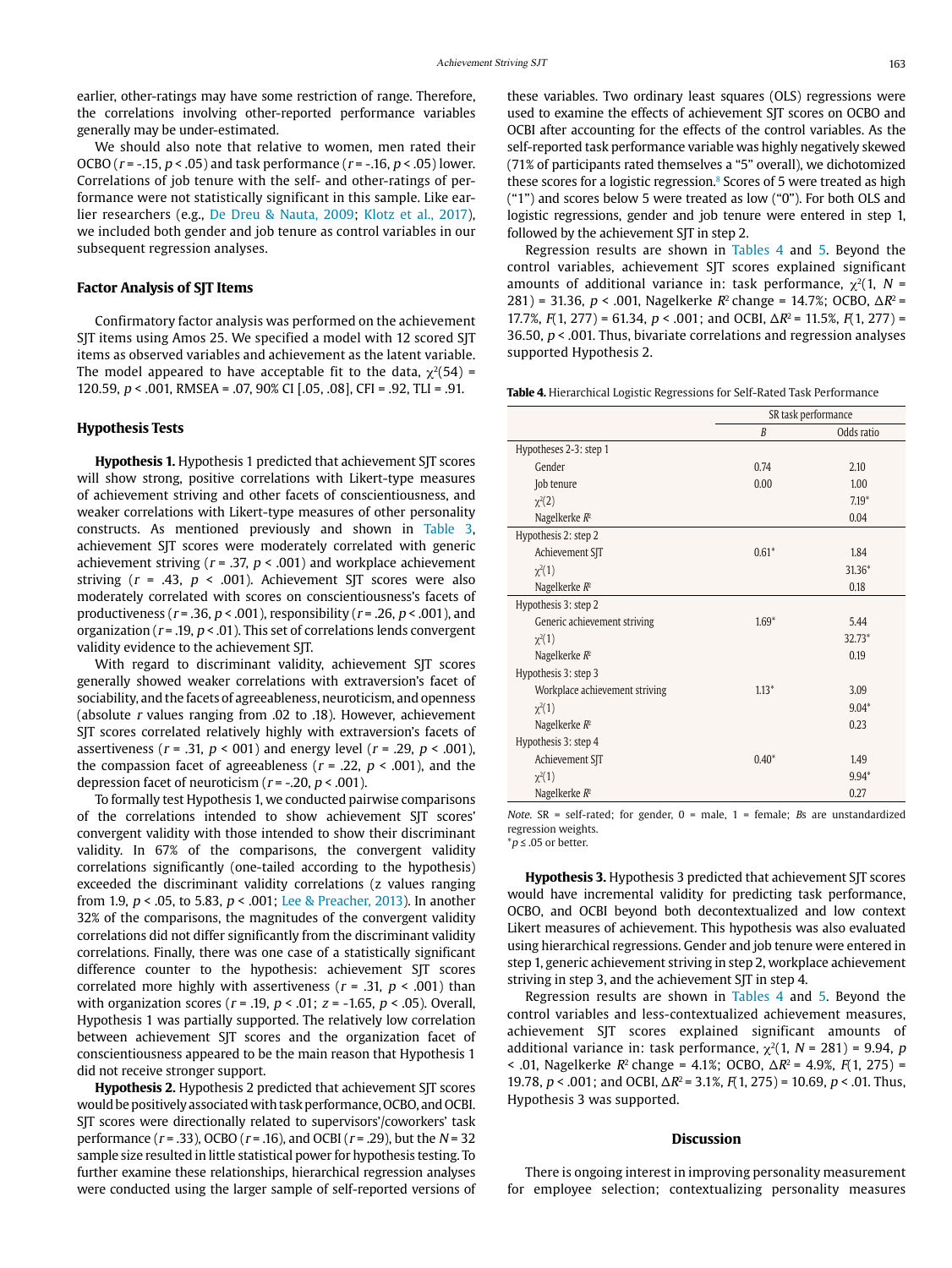earlier, other-ratings may have some restriction of range. Therefore, the correlations involving other-reported performance variables generally may be under-estimated.

We should also note that relative to women, men rated their OCBO ($r$ = -.15, $p$ < .05) and task performance ($r$ = -.16, $p$ < .05) lower. Correlations of job tenure with the self- and other-ratings of performance were not statistically significant in this sample. Like earlier researchers (e.g., De Dreu & Nauta, 2009; Klotz et al., 2017), we included both gender and job tenure as control variables in our subsequent regression analyses.

### Factor Analysis of SJT Items

Confirmatory factor analysis was performed on the achievement SJT items using Amos 25. We specified a model with 12 scored SJT items as observed variables and achievement as the latent variable. The model appeared to have acceptable fit to the data, $\chi^2(54)$ = 120.59, $p$ < .001, RMSEA = .07, 90% CI [.05, .08], CFI = .92, TLI = .91.

### Hypothesis Tests

**Hypothesis 1.** Hypothesis 1 predicted that achievement SJT scores will show strong, positive correlations with Likert-type measures of achievement striving and other facets of conscientiousness, and weaker correlations with Likert-type measures of other personality constructs. As mentioned previously and shown in Table 3, achievement SJT scores were moderately correlated with generic achievement striving ($r$ = .37, $p$ < .001) and workplace achievement striving ($r$ = .43, $p$ < .001). Achievement SJT scores were also moderately correlated with scores on conscientiousness's facets of productiveness ($r$ = .36, $p$ < .001), responsibility ($r$ = .26, $p$ < .001), and organization ($r$ = .19, $p$ < .01). This set of correlations lends convergent validity evidence to the achievement SJT.

With regard to discriminant validity, achievement SJT scores generally showed weaker correlations with extraversion's facet of sociability, and the facets of agreeableness, neuroticism, and openness (absolute $r$ values ranging from .02 to .18). However, achievement SJT scores correlated relatively highly with extraversion's facets of assertiveness ($r$ = .31, $p$ < 001) and energy level ($r$ = .29, $p$ < .001), the compassion facet of agreeableness ($r$ = .22, $p$ < .001), and the depression facet of neuroticism ($r$ = -.20, $p$ < .001).

To formally test Hypothesis 1, we conducted pairwise comparisons of the correlations intended to show achievement SJT scores' convergent validity with those intended to show their discriminant validity. In 67% of the comparisons, the convergent validity correlations significantly (one-tailed according to the hypothesis) exceeded the discriminant validity correlations ($z$ values ranging from 1.9, $p$ < .05, to 5.83, $p$ < .001; Lee & Preacher, 2013). In another 32% of the comparisons, the magnitudes of the convergent validity correlations did not differ significantly from the discriminant validity correlations. Finally, there was one case of a statistically significant difference counter to the hypothesis: achievement SJT scores correlated more highly with assertiveness ($r$ = .31, $p$ < .001) than with organization scores ($r$ = .19, $p$ < .01; $z$ = -1.65, $p$ < .05). Overall, Hypothesis 1 was partially supported. The relatively low correlation between achievement SJT scores and the organization facet of conscientiousness appeared to be the main reason that Hypothesis 1 did not receive stronger support.

**Hypothesis 2.** Hypothesis 2 predicted that achievement SJT scores would be positively associated with task performance, OCBO, and OCBI. SJT scores were directionally related to supervisors'/coworkers' task performance ($r$ = .33), OCBO ($r$ = .16), and OCBI ($r$ = .29), but the $N$ = 32 sample size resulted in little statistical power for hypothesis testing. To further examine these relationships, hierarchical regression analyses were conducted using the larger sample of self-reported versions of these variables. Two ordinary least squares (OLS) regressions were used to examine the effects of achievement SJT scores on OCBO and OCBI after accounting for the effects of the control variables. As the self-reported task performance variable was highly negatively skewed (71% of participants rated themselves a "5" overall), we dichotomized these scores for a logistic regression.[8] Scores of 5 were treated as high ("1") and scores below 5 were treated as low ("0"). For both OLS and logistic regressions, gender and job tenure were entered in step 1, followed by the achievement SJT in step 2.

Regression results are shown in Tables 4 and 5. Beyond the control variables, achievement SJT scores explained significant amounts of additional variance in: task performance, $\chi^2(1, N = 281)$ = 31.36, $p$ < .001, Nagelkerke $R^2$ change = 14.7%; OCBO, $\Delta R^2$ = 17.7%, $F(1, 277)$ = 61.34, $p$ < .001; and OCBI, $\Delta R^2$ = 11.5%, $F(1, 277)$ = 36.50, $p$ < .001. Thus, bivariate correlations and regression analyses supported Hypothesis 2.

**Table 4.** Hierarchical Logistic Regressions for Self-Rated Task Performance

| | SR task performance | |
|---|---|---|
| | $B$ | Odds ratio |
| Hypotheses 2-3: step 1 | | |
| Gender | 0.74 | 2.10 |
| Job tenure | 0.00 | 1.00 |
| $\chi^2(2)$ | | 7.19* |
| Nagelkerke $R^2$ | | 0.04 |
| Hypothesis 2: step 2 | | |
| Achievement SJT | 0.61* | 1.84 |
| $\chi^2(1)$ | | 31.36* |
| Nagelkerke $R^2$ | | 0.18 |
| Hypothesis 3: step 2 | | |
| Generic achievement striving | 1.69* | 5.44 |
| $\chi^2(1)$ | | 32.73* |
| Nagelkerke $R^2$ | | 0.19 |
| Hypothesis 3: step 3 | | |
| Workplace achievement striving | 1.13* | 3.09 |
| $\chi^2(1)$ | | 9.04* |
| Nagelkerke $R^2$ | | 0.23 |
| Hypothesis 3: step 4 | | |
| Achievement SJT | 0.40* | 1.49 |
| $\chi^2(1)$ | | 9.94* |
| Nagelkerke $R^2$ | | 0.27 |

*Note.* SR = self-rated; for gender, 0 = male, 1 = female; $B$s are unstandardized regression weights.
*$p$ ≤ .05 or better.

**Hypothesis 3.** Hypothesis 3 predicted that achievement SJT scores would have incremental validity for predicting task performance, OCBO, and OCBI beyond both decontextualized and low context Likert measures of achievement. This hypothesis was also evaluated using hierarchical regressions. Gender and job tenure were entered in step 1, generic achievement striving in step 2, workplace achievement striving in step 3, and the achievement SJT in step 4.

Regression results are shown in Tables 4 and 5. Beyond the control variables and less-contextualized achievement measures, achievement SJT scores explained significant amounts of additional variance in: task performance, $\chi^2(1, N = 281)$ = 9.94, $p$ < .01, Nagelkerke $R^2$ change = 4.1%; OCBO, $\Delta R^2$ = 4.9%, $F(1, 275)$ = 19.78, $p$ < .001; and OCBI, $\Delta R^2$ = 3.1%, $F(1, 275)$ = 10.69, $p$ < .01. Thus, Hypothesis 3 was supported.

## Discussion

There is ongoing interest in improving personality measurement for employee selection; contextualizing personality measures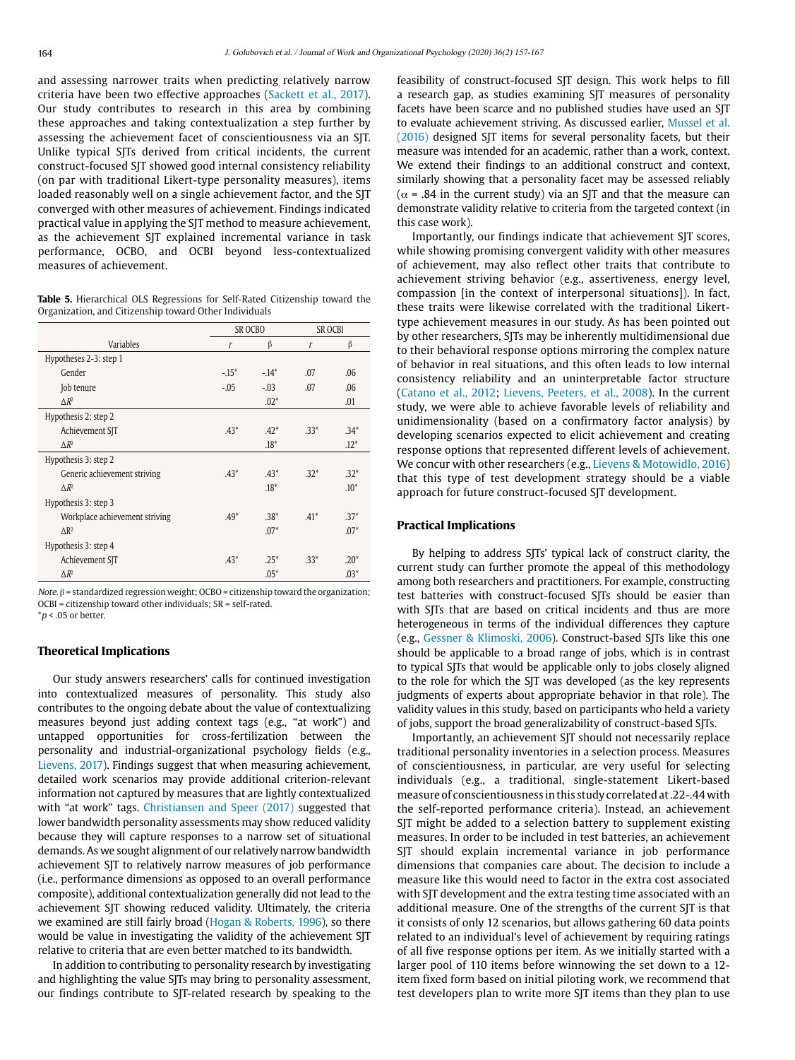and assessing narrower traits when predicting relatively narrow criteria have been two effective approaches (Sackett et al., 2017). Our study contributes to research in this area by combining these approaches and taking contextualization a step further by assessing the achievement facet of conscientiousness via an SJT. Unlike typical SJTs derived from critical incidents, the current construct-focused SJT showed good internal consistency reliability (on par with traditional Likert-type personality measures), items loaded reasonably well on a single achievement factor, and the SJT converged with other measures of achievement. Findings indicated practical value in applying the SJT method to measure achievement, as the achievement SJT explained incremental variance in task performance, OCBO, and OCBI beyond less-contextualized measures of achievement.

**Table 5.** Hierarchical OLS Regressions for Self-Rated Citizenship toward the Organization, and Citizenship toward Other Individuals

| Variables | SR OCBO | | SR OCBI | |
|---|---|---|---|---|
| | *r* | β | *r* | β |
| Hypotheses 2-3: step 1 | | | | |
| Gender | -.15* | -.14* | .07 | .06 |
| Job tenure | -.05 | -.03 | .07 | .06 |
| $\Delta R^2$ | | .02* | | .01 |
| Hypothesis 2: step 2 | | | | |
| Achievement SJT | .43* | .42* | .33* | .34* |
| $\Delta R^2$ | | .18* | | .12* |
| Hypothesis 3: step 2 | | | | |
| Generic achievement striving | .43* | .43* | .32* | .32* |
| $\Delta R^2$ | | .18* | | .10* |
| Hypothesis 3: step 3 | | | | |
| Workplace achievement striving | .49* | .38* | .41* | .37* |
| $\Delta R^2$ | | .07* | | .07* |
| Hypothesis 3: step 4 | | | | |
| Achievement SJT | .43* | .25* | .33* | .20* |
| $\Delta R^2$ | | .05* | | .03* |

*Note.* β = standardized regression weight; OCBO = citizenship toward the organization; OCBI = citizenship toward other individuals; SR = self-rated.
*$p < .05$ or better.

### Theoretical Implications

Our study answers researchers' calls for continued investigation into contextualized measures of personality. This study also contributes to the ongoing debate about the value of contextualizing measures beyond just adding context tags (e.g., "at work") and untapped opportunities for cross-fertilization between the personality and industrial-organizational psychology fields (e.g., Lievens, 2017). Findings suggest that when measuring achievement, detailed work scenarios may provide additional criterion-relevant information not captured by measures that are lightly contextualized with "at work" tags. Christiansen and Speer (2017) suggested that lower bandwidth personality assessments may show reduced validity because they will capture responses to a narrow set of situational demands. As we sought alignment of our relatively narrow bandwidth achievement SJT to relatively narrow measures of job performance (i.e., performance dimensions as opposed to an overall performance composite), additional contextualization generally did not lead to the achievement SJT showing reduced validity. Ultimately, the criteria we examined are still fairly broad (Hogan & Roberts, 1996), so there would be value in investigating the validity of the achievement SJT relative to criteria that are even better matched to its bandwidth.

In addition to contributing to personality research by investigating and highlighting the value SJTs may bring to personality assessment, our findings contribute to SJT-related research by speaking to the feasibility of construct-focused SJT design. This work helps to fill a research gap, as studies examining SJT measures of personality facets have been scarce and no published studies have used an SJT to evaluate achievement striving. As discussed earlier, Mussel et al. (2016) designed SJT items for several personality facets, but their measure was intended for an academic, rather than a work, context. We extend their findings to an additional construct and context, similarly showing that a personality facet may be assessed reliably ($\alpha$ = .84 in the current study) via an SJT and that the measure can demonstrate validity relative to criteria from the targeted context (in this case work).

Importantly, our findings indicate that achievement SJT scores, while showing promising convergent validity with other measures of achievement, may also reflect other traits that contribute to achievement striving behavior (e.g., assertiveness, energy level, compassion [in the context of interpersonal situations]). In fact, these traits were likewise correlated with the traditional Likert-type achievement measures in our study. As has been pointed out by other researchers, SJTs may be inherently multidimensional due to their behavioral response options mirroring the complex nature of behavior in real situations, and this often leads to low internal consistency reliability and an uninterpretable factor structure (Catano et al., 2012; Lievens, Peeters, et al., 2008). In the current study, we were able to achieve favorable levels of reliability and unidimensionality (based on a confirmatory factor analysis) by developing scenarios expected to elicit achievement and creating response options that represented different levels of achievement. We concur with other researchers (e.g., Lievens & Motowidlo, 2016) that this type of test development strategy should be a viable approach for future construct-focused SJT development.

### Practical Implications

By helping to address SJTs' typical lack of construct clarity, the current study can further promote the appeal of this methodology among both researchers and practitioners. For example, constructing test batteries with construct-focused SJTs should be easier than with SJTs that are based on critical incidents and thus are more heterogeneous in terms of the individual differences they capture (e.g., Gessner & Klimoski, 2006). Construct-based SJTs like this one should be applicable to a broad range of jobs, which is in contrast to typical SJTs that would be applicable only to jobs closely aligned to the role for which the SJT was developed (as the key represents judgments of experts about appropriate behavior in that role). The validity values in this study, based on participants who held a variety of jobs, support the broad generalizability of construct-based SJTs.

Importantly, an achievement SJT should not necessarily replace traditional personality inventories in a selection process. Measures of conscientiousness, in particular, are very useful for selecting individuals (e.g., a traditional, single-statement Likert-based measure of conscientiousness in this study correlated at .22-.44 with the self-reported performance criteria). Instead, an achievement SJT might be added to a selection battery to supplement existing measures. In order to be included in test batteries, an achievement SJT should explain incremental variance in job performance dimensions that companies care about. The decision to include a measure like this would need to factor in the extra cost associated with SJT development and the extra testing time associated with an additional measure. One of the strengths of the current SJT is that it consists of only 12 scenarios, but allows gathering 60 data points related to an individual's level of achievement by requiring ratings of all five response options per item. As we initially started with a larger pool of 110 items before winnowing the set down to a 12-item fixed form based on initial piloting work, we recommend that test developers plan to write more SJT items than they plan to use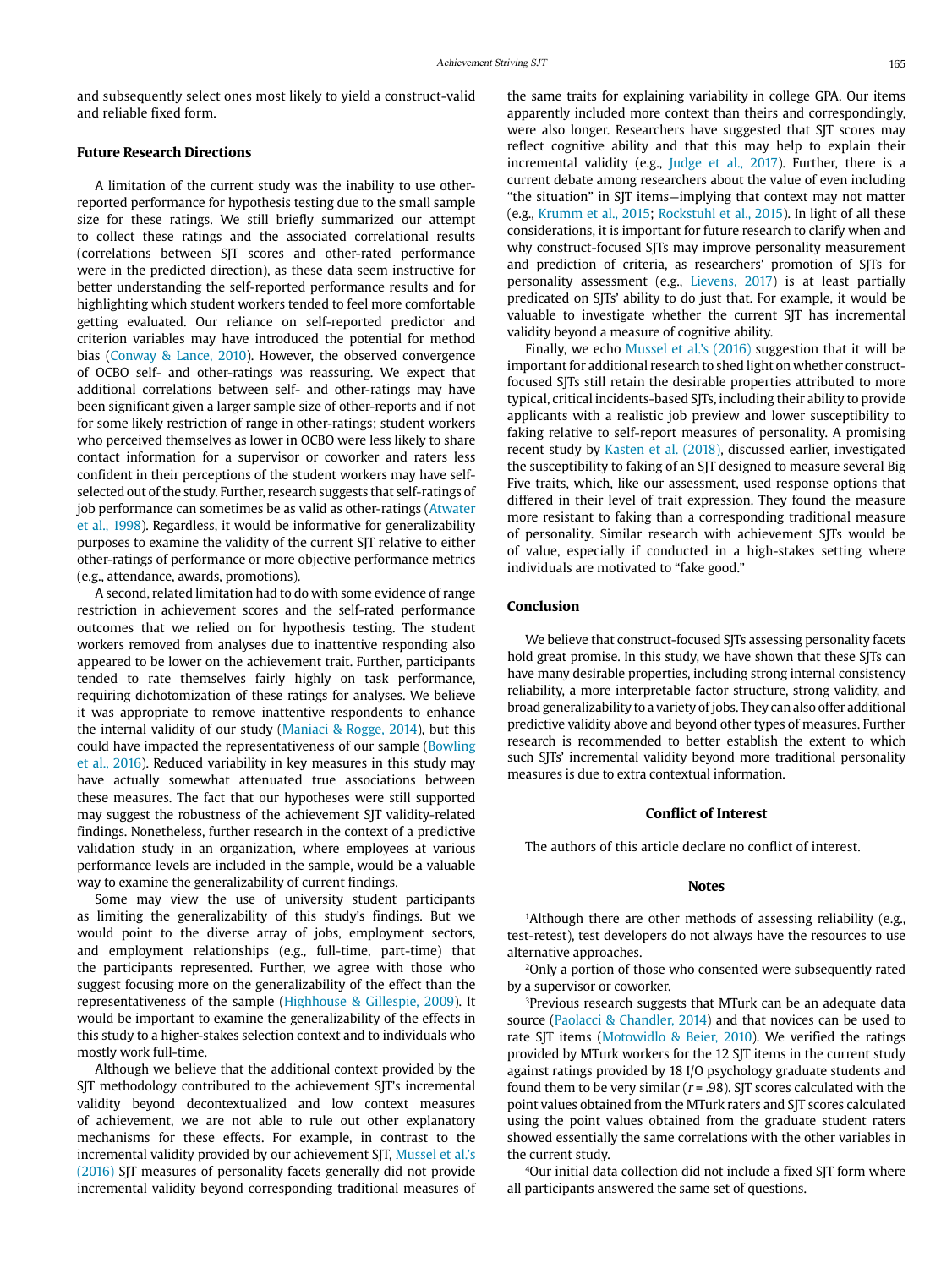and subsequently select ones most likely to yield a construct-valid and reliable fixed form.

### Future Research Directions

A limitation of the current study was the inability to use other-reported performance for hypothesis testing due to the small sample size for these ratings. We still briefly summarized our attempt to collect these ratings and the associated correlational results (correlations between SJT scores and other-rated performance were in the predicted direction), as these data seem instructive for better understanding the self-reported performance results and for highlighting which student workers tended to feel more comfortable getting evaluated. Our reliance on self-reported predictor and criterion variables may have introduced the potential for method bias (Conway & Lance, 2010). However, the observed convergence of OCBO self- and other-ratings was reassuring. We expect that additional correlations between self- and other-ratings may have been significant given a larger sample size of other-reports and if not for some likely restriction of range in other-ratings; student workers who perceived themselves as lower in OCBO were less likely to share contact information for a supervisor or coworker and raters less confident in their perceptions of the student workers may have self-selected out of the study. Further, research suggests that self-ratings of job performance can sometimes be as valid as other-ratings (Atwater et al., 1998). Regardless, it would be informative for generalizability purposes to examine the validity of the current SJT relative to either other-ratings of performance or more objective performance metrics (e.g., attendance, awards, promotions).

A second, related limitation had to do with some evidence of range restriction in achievement scores and the self-rated performance outcomes that we relied on for hypothesis testing. The student workers removed from analyses due to inattentive responding also appeared to be lower on the achievement trait. Further, participants tended to rate themselves fairly highly on task performance, requiring dichotomization of these ratings for analyses. We believe it was appropriate to remove inattentive respondents to enhance the internal validity of our study (Maniaci & Rogge, 2014), but this could have impacted the representativeness of our sample (Bowling et al., 2016). Reduced variability in key measures in this study may have actually somewhat attenuated true associations between these measures. The fact that our hypotheses were still supported may suggest the robustness of the achievement SJT validity-related findings. Nonetheless, further research in the context of a predictive validation study in an organization, where employees at various performance levels are included in the sample, would be a valuable way to examine the generalizability of current findings.

Some may view the use of university student participants as limiting the generalizability of this study's findings. But we would point to the diverse array of jobs, employment sectors, and employment relationships (e.g., full-time, part-time) that the participants represented. Further, we agree with those who suggest focusing more on the generalizability of the effect than the representativeness of the sample (Highhouse & Gillespie, 2009). It would be important to examine the generalizability of the effects in this study to a higher-stakes selection context and to individuals who mostly work full-time.

Although we believe that the additional context provided by the SJT methodology contributed to the achievement SJT's incremental validity beyond decontextualized and low context measures of achievement, we are not able to rule out other explanatory mechanisms for these effects. For example, in contrast to the incremental validity provided by our achievement SJT, Mussel et al.'s (2016) SJT measures of personality facets generally did not provide incremental validity beyond corresponding traditional measures of the same traits for explaining variability in college GPA. Our items apparently included more context than theirs and correspondingly, were also longer. Researchers have suggested that SJT scores may reflect cognitive ability and that this may help to explain their incremental validity (e.g., Judge et al., 2017). Further, there is a current debate among researchers about the value of even including "the situation" in SJT items—implying that context may not matter (e.g., Krumm et al., 2015; Rockstuhl et al., 2015). In light of all these considerations, it is important for future research to clarify when and why construct-focused SJTs may improve personality measurement and prediction of criteria, as researchers' promotion of SJTs for personality assessment (e.g., Lievens, 2017) is at least partially predicated on SJTs' ability to do just that. For example, it would be valuable to investigate whether the current SJT has incremental validity beyond a measure of cognitive ability.

Finally, we echo Mussel et al.'s (2016) suggestion that it will be important for additional research to shed light on whether construct-focused SJTs still retain the desirable properties attributed to more typical, critical incidents-based SJTs, including their ability to provide applicants with a realistic job preview and lower susceptibility to faking relative to self-report measures of personality. A promising recent study by Kasten et al. (2018), discussed earlier, investigated the susceptibility to faking of an SJT designed to measure several Big Five traits, which, like our assessment, used response options that differed in their level of trait expression. They found the measure more resistant to faking than a corresponding traditional measure of personality. Similar research with achievement SJTs would be of value, especially if conducted in a high-stakes setting where individuals are motivated to "fake good."

### Conclusion

We believe that construct-focused SJTs assessing personality facets hold great promise. In this study, we have shown that these SJTs can have many desirable properties, including strong internal consistency reliability, a more interpretable factor structure, strong validity, and broad generalizability to a variety of jobs. They can also offer additional predictive validity above and beyond other types of measures. Further research is recommended to better establish the extent to which such SJTs' incremental validity beyond more traditional personality measures is due to extra contextual information.

### Conflict of Interest

The authors of this article declare no conflict of interest.

### Notes

[1]Although there are other methods of assessing reliability (e.g., test-retest), test developers do not always have the resources to use alternative approaches.

[2]Only a portion of those who consented were subsequently rated by a supervisor or coworker.

[3]Previous research suggests that MTurk can be an adequate data source (Paolacci & Chandler, 2014) and that novices can be used to rate SJT items (Motowidlo & Beier, 2010). We verified the ratings provided by MTurk workers for the 12 SJT items in the current study against ratings provided by 18 I/O psychology graduate students and found them to be very similar ($r$ = .98). SJT scores calculated with the point values obtained from the MTurk raters and SJT scores calculated using the point values obtained from the graduate student raters showed essentially the same correlations with the other variables in the current study.

[4]Our initial data collection did not include a fixed SJT form where all participants answered the same set of questions.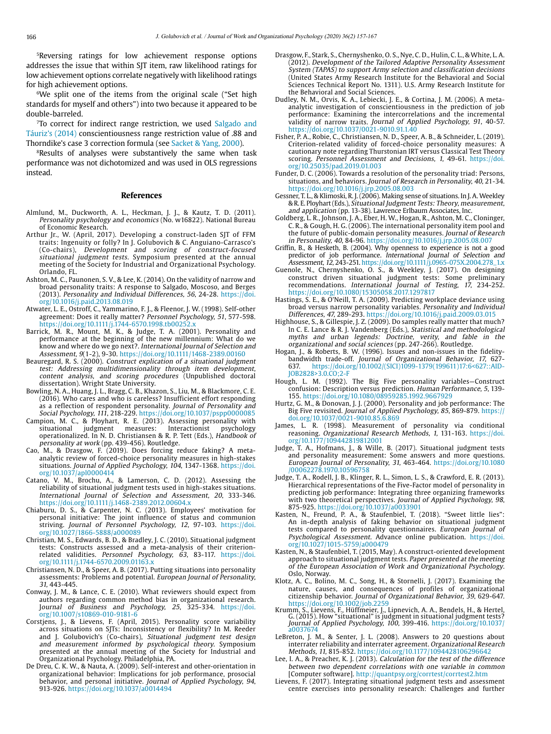[5]Reversing ratings for low achievement response options addresses the issue that within SJT item, raw likelihood ratings for low achievement options correlate negatively with likelihood ratings for high achievement options.

[6]We split one of the items from the original scale ("Set high standards for myself and others") into two because it appeared to be double-barreled.

[7]To correct for indirect range restriction, we used Salgado and Táuriz's (2014) conscientiousness range restriction value of .88 and Thorndike's case 3 correction formula (see Sacket & Yang, 2000).

[8]Results of analyses were substantively the same when task performance was not dichotomized and was used in OLS regressions instead.

## References

Almlund, M., Duckworth, A. L., Heckman, J. J., & Kautz, T. D. (2011). *Personality psychology and economics* (No. w16822). National Bureau of Economic Research.

Arthur Jr., W. (April, 2017). Developing a construct-laden SJT of FFM traits: Ingenuity or folly? In J. Golubovich & C. Anguiano-Carrasco's (Co-chairs), *Development and scoring of construct-focused situational judgment tests*. Symposium presented at the annual meeting of the Society for Industrial and Organizational Psychology. Orlando, FL.

Ashton, M. C., Paunonen, S. V., & Lee, K. (2014). On the validity of narrow and broad personality traits: A response to Salgado, Moscoso, and Berges (2013). *Personality and Individual Differences, 56*, 24-28. https://doi.org/10.1016/j.paid.2013.08.019

Atwater, L. E., Ostroff, C., Yammarino, F. J., & Fleenor, J. W. (1998). Self-other agreement: Does it really matter? *Personnel Psychology, 51*, 577-598. https://doi.org/10.1111/j.1744-6570.1998.tb00252.x

Barrick, M. R., Mount, M. K., & Judge, T. A. (2001). Personality and performance at the beginning of the new millennium: What do we know and where do we go next?. *International Journal of Selection and Assessment, 9*(1-2), 9-30. https://doi.org/10.1111/1468-2389.00160

Beauregard, R. S. (2000). *Construct explication of a situational judgment test: Addressing multidimensionality through item development, content analysis, and scoring procedures* (Unpublished doctoral dissertation). Wright State University.

Bowling, N. A., Huang, J. L., Bragg, C. B., Khazon, S., Liu, M., & Blackmore, C. E. (2016). Who cares and who is careless? Insufficient effort responding as a reflection of respondent personality. *Journal of Personality and Social Psychology, 111*, 218-229. https://doi.org/10.1037/pspp0000085

Campion, M. C., & Ployhart, R. E. (2013). Assessing personality with situational judgment measures: Interactionist psychology operationalized. In N. D. Christiansen & R. P. Tett (Eds.), *Handbook of personality at work* (pp. 439-456). Routledge.

Cao, M., & Drasgow, F. (2019). Does forcing reduce faking? A meta-analytic review of forced-choice personality measures in high-stakes situations. *Journal of Applied Psychology, 104*, 1347-1368. https://doi.org/10.1037/apl0000414

Catano, V. M., Brochu, A., & Lamerson, C. D. (2012). Assessing the reliability of situational judgment tests used in high-stakes situations. *International Journal of Selection and Assessment, 20*, 333-346. https://doi.org/10.1111/j.1468-2389.2012.00604.x

Chiaburu, D. S., & Carpenter, N. C. (2013). Employees' motivation for personal initiative: The joint influence of status and communion striving. *Journal of Personnel Psychology, 12*, 97-103. https://doi.org/10.1027/1866-5888/a000089

Christian, M. S., Edwards, B. D., & Bradley, J. C. (2010). Situational judgment tests: Constructs assessed and a meta-analysis of their criterion-related validities. *Personnel Psychology, 63*, 83-117. https://doi.org/10.1111/j.1744-6570.2009.01163.x

Christiansen, N. D., & Speer, A. B. (2017). Putting situations into personality assessments: Problems and potential. *European Journal of Personality, 31*, 443-445.

Conway, J. M., & Lance, C. E. (2010). What reviewers should expect from authors regarding common method bias in organizational research. *Journal of Business and Psychology, 25*, 325-334. https://doi.org/10.1007/s10869-010-9181-6

Corstjens, J., & Lievens, F. (April, 2015). Personality score variability across situations on SJTs: Inconsistency or flexibility? In M. Reeder and J. Golubovich's (Co-chairs), *Situational judgment test design and measurement informed by psychological theory*. Symposium presented at the annual meeting of the Society for Industrial and Organizational Psychology. Philadelphia, PA.

De Dreu, C. K. W., & Nauta, A. (2009). Self-interest and other-orientation in organizational behavior: Implications for job performance, prosocial behavior, and personal initiative. *Journal of Applied Psychology, 94*, 913-926. https://doi.org/10.1037/a0014494

Drasgow, F., Stark, S., Chernyshenko, O. S., Nye, C. D., Hulin, C. L., & White, L. A. (2012). *Development of the Tailored Adaptive Personality Assessment System (TAPAS) to support Army selection and classification decisions* (United States Army Research Institute for the Behavioral and Social Sciences Technical Report No. 1311). U.S. Army Research Institute for the Behavioral and Social Sciences.

Dudley, N. M., Orvis, K. A., Lebiecki, J. E., & Cortina, J. M. (2006). A meta-analytic investigation of conscientiousness in the prediction of job performance: Examining the intercorrelations and the incremental validity of narrow traits. *Journal of Applied Psychology, 91*, 40-57. https://doi.org/10.1037/0021-9010.91.1.40

Fisher, P. A., Robie, C., Christiansen, N. D., Speer, A. B., & Schneider, L. (2019). Criterion-related validity of forced-choice personality measures: A cautionary note regarding Thurstonian IRT versus Classical Test Theory scoring. *Personnel Assessment and Decisions, 1*, 49-61. https://doi.org/10.25035/pad.2019.01.003

Funder, D. C. (2006). Towards a resolution of the personality triad: Persons, situations, and behaviors. *Journal of Research in Personality, 40*, 21-34. https://doi.org/10.1016/j.jrp.2005.08.003

Gessner, T. L., & Klimoski, R. J. (2006). Making sense of situations. In J. A. Weekley & R. E. Ployhart (Eds.), *Situational Judgment Tests: Theory, measurement, and application* (pp. 13-38). Lawrence Erlbaum Associates, Inc.

Goldberg, L. R., Johnson, J. A., Eber, H. W., Hogan, R., Ashton, M. C., Cloninger, C. R., & Gough, H. G. (2006). The international personality item pool and the future of public-domain personality measures. *Journal of Research in Personality, 40*, 84-96. https://doi.org/10.1016/j.jrp.2005.08.007

Griffin, B., & Hesketh, B. (2004). Why openness to experience is not a good predictor of job performance. *International Journal of Selection and Assessment, 12*, 243-251. https://doi.org/10.1111/j.0965-075X.2004.278_1.x

Guenole, N., Chernyshenko, O. S., & Weekley, J. (2017). On designing construct driven situational judgment tests: Some preliminary recommendations. *International Journal of Testing, 17*, 234-252. https://doi.org/10.1080/15305058.2017.1297817

Hastings, S. E., & O'Neill, T. A. (2009). Predicting workplace deviance using broad versus narrow personality variables. *Personality and Individual Differences, 47*, 289-293. https://doi.org/10.1016/j.paid.2009.03.015

Highhouse, S., & Gillespie, J. Z. (2009). Do samples really matter that much? In C. E. Lance & R. J. Vandenberg (Eds.), *Statistical and methodological myths and urban legends: Doctrine, verity, and fable in the organizational and social sciences* (pp. 247-266). Routledge.

Hogan, J., & Roberts, B. W. (1996). Issues and non-issues in the fidelity-bandwidth trade-off. *Journal of Organizational Behavior, 17*, 627-637. https://doi.org/10.1002/(SICI)1099-1379(199611)17:6<627::AID-JOB2828>3.0.CO;2-F

Hough, L. M. (1992). The Big Five personality variables—Construct confusion: Description versus prediction. *Human Performance, 5*, 139-155. https://doi.org/10.1080/08959285.1992.9667929

Hurtz, G. M., & Donovan, J. J. (2000). Personality and job performance: The Big Five revisited. *Journal of Applied Psychology, 85*, 869-879. https://doi.org/10.1037/0021-9010.85.6.869

James, L. R. (1998). Measurement of personality via conditional reasoning. *Organizational Research Methods, 1*, 131-163. https://doi.org/10.1177/109442819812001

Judge, T. A., Hofmans, J., & Wille, B. (2017). Situational judgment tests and personality measurement: Some answers and more questions. *European Journal of Personality, 31*, 463-464. https://doi.org/10.1080/00062278.1970.10596758

Judge, T. A., Rodell, J. B., Klinger, R. L., Simon, L. S., & Crawford, E. R. (2013). Hierarchical representations of the Five-Factor model of personality in predicting job performance: Integrating three organizing frameworks with two theoretical perspectives. *Journal of Applied Psychology, 98*, 875-925. https://doi.org/10.1037/a0033901

Kasten, N., Freund, P. A., & Staufenbiel, T. (2018). "Sweet little lies": An in-depth analysis of faking behavior on situational judgment tests compared to personality questionnaires. *European Journal of Psychological Assessment*. Advance online publication. https://doi.org/10.1027/1015-5759/a000479

Kasten, N., & Staufenbiel, T. (2015, May). A construct-oriented development approach to situational judgment tests. *Paper presented at the meeting of the European Association of Work and Organizational Psychology*. Oslo, Norway.

Klotz, A. C., Bolino, M. C., Song, H., & Stornelli, J. (2017). Examining the nature, causes, and consequences of profiles of organizational citizenship behavior. *Journal of Organizational Behavior, 39*, 629-647. https://doi.org/10.1002/job.2259

Krumm, S., Lievens, F., Hüffmeier, J., Lipnevich, A. A., Bendels, H., & Hertel, G. (2015). How "situational" is judgment in situational judgment tests? *Journal of Applied Psychology, 100*, 399-416. https://doi.org/10.1037/a0037674

LeBreton, J. M., & Senter, J. L. (2008). Answers to 20 questions about interrater reliability and interrater agreement. *Organizational Research Methods, 11*, 815-852. https://doi.org/10.1177/1094428106296642

Lee, I. A., & Preacher, K. J. (2013). *Calculation for the test of the difference between two dependent correlations with one variable in common* [Computer software]. http://quantpsy.org/corrtest/corrtest2.htm

Lievens, F. (2017). Integrating situational judgment tests and assessment centre exercises into personality research: Challenges and further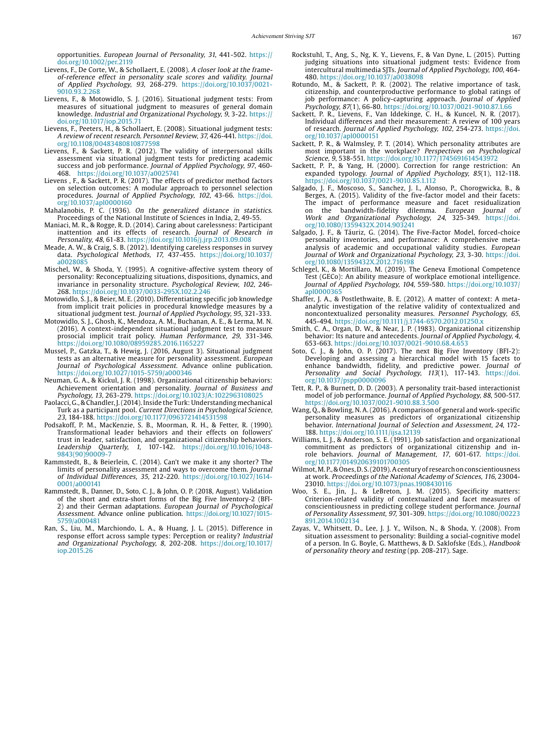opportunities. *European Journal of Personality, 31,* 441-502. https://doi.org/10.1002/per.2119

Lievens, F., De Corte, W., & Schollaert, E. (2008). *A closer look at the frame-of-reference effect in personality scale scores and validity. Journal of Applied Psychology, 93,* 268-279. https://doi.org/10.1037/0021-9010.93.2.268

Lievens, F., & Motowidlo, S. J. (2016). Situational judgment tests: From measures of situational judgment to measures of general domain knowledge. *Industrial and Organizational Psychology, 9,* 3-22. https://doi.org/10.1017/iop.2015.71

Lievens, F., Peeters, H., & Schollaert, E. (2008). Situational judgment tests: *A review of recent research. Personnel Review, 37,* 426-441. https://doi.org/10.1108/00483480810877598

Lievens, F., & Sackett, P. R. (2012). The validity of interpersonal skills assessment via situational judgment tests for predicting academic success and job performance. *Journal of Applied Psychology, 97,* 460-468. https://doi.org/10.1037/a0025741

Lievens , F., & Sackett, P. R. (2017). The effects of predictor method factors on selection outcomes: A modular approach to personnel selection procedures. *Journal of Applied Psychology, 102,* 43-66. https://doi.org/10.1037/apl0000160

Mahalanobis, P. C. (1936). *On the generalized distance in statistics.* Proceedings of the National Institute of Sciences in India, 2, 49-55.

Maniaci, M. R., & Rogge, R. D. (2014). Caring about carelessness: Participant inattention and its effects of research. *Journal of Research in Personality, 48,* 61-83. https://doi.org/10.1016/j.jrp.2013.09.008

Meade, A. W., & Craig, S. B. (2012). Identifying careless responses in survey data. *Psychological Methods, 17,* 437-455. https://doi.org/10.1037/a0028085

Mischel, W., & Shoda, Y. (1995). A cognitive-affective system theory of personality: Reconceptualizing situations, dispositions, dynamics, and invariance in personality structure. *Psychological Review, 102,* 246-268. https://doi.org/10.1037/0033-295X.102.2.246

Motowidlo, S. J., & Beier, M. E. (2010). Differentiating specific job knowledge from implicit trait policies in procedural knowledge measures by a situational judgment test. *Journal of Applied Psychology, 95,* 321-333.

Motowidlo, S. J., Ghosh, K., Mendoza, A. M., Buchanan, A. E., & Lerma, M. N. (2016). A context-independent situational judgment test to measure prosocial implicit trait policy. *Human Performance, 29,* 331-346. https://doi.org/10.1080/08959285.2016.1165227

Mussel, P., Gatzka, T., & Hewig, J. (2016, August 3). Situational judgment tests as an alternative measure for personality assessment. *European Journal of Psychological Assessment.* Advance online publication. https://doi.org/10.1027/1015-5759/a000346

Neuman, G. A., & Kickul, J. R. (1998). Organizational citizenship behaviors: Achievement orientation and personality. *Journal of Business and Psychology, 13,* 263-279. https://doi.org/10.1023/A:1022963108025

Paolacci, G., & Chandler, J. (2014). Inside the Turk: Understanding mechanical Turk as a participant pool. *Current Directions in Psychological Science, 23,* 184-188. https://doi.org/10.1177/0963721414531598

Podsakoff, P. M., MacKenzie, S. B., Moorman, R. H., & Fetter, R. (1990). Transformational leader behaviors and their effects on followers' trust in leader, satisfaction, and organizational citizenship behaviors. *Leadership Quarterly, 1,* 107-142. https://doi.org/10.1016/1048-9843(90)90009-7

Rammstedt, B., & Beierlein, C. (2014). Can't we make it any shorter? The limits of personality assessment and ways to overcome them. *Journal of Individual Differences, 35,* 212-220. https://doi.org/10.1027/1614-0001/a000141

Rammstedt, B., Danner, D., Soto, C. J., & John, O. P. (2018, August). Validation of the short and extra-short forms of the Big Five Inventory-2 (BFI-2) and their German adaptations. *European Journal of Psychological Assessment.* Advance online publication. https://doi.org/10.1027/1015-5759/a000481

Ran, S., Liu, M., Marchiondo, L. A., & Huang, J. L. (2015). Difference in response effort across sample types: Perception or reality? *Industrial and Organizational Psychology, 8,* 202-208. https://doi.org/10.1017/iop.2015.26

Rockstuhl, T., Ang, S., Ng, K. Y., Lievens, F., & Van Dyne, L. (2015). Putting judging situations into situational judgment tests: Evidence from intercultural multimedia SJTs. *Journal of Applied Psychology, 100,* 464-480. https://doi.org/10.1037/a0038098

Rotundo, M., & Sackett, P. R. (2002). The relative importance of task, citizenship, and counterproductive performance to global ratings of job performance: A policy-capturing approach. *Journal of Applied Psychology, 87*(1), 66-80. https://doi.org/10.1037/0021-9010.87.1.66

Sackett, P. R., Lievens, F., Van Iddekinge, C. H., & Kuncel, N. R. (2017). Individual differences and their measurement: A review of 100 years of research. *Journal of Applied Psychology, 102,* 254-273. https://doi.org/10.1037/apl0000151

Sackett, P. R., & Walmsley, P. T. (2014). Which personality attributes are most important in the workplace? *Perspectives on Psychological Science, 9,* 538-551. https://doi.org/10.1177/1745691614543972

Sackett, P. P., & Yang, H. (2000). Correction for range restriction: An expanded typology. *Journal of Applied Psychology, 85*(1), 112-118. https://doi.org/10.1037/0021-9010.85.1.112

Salgado, J. F., Moscoso, S., Sanchez, J. I., Alonso, P., Chorogwicka, B., & Berges, A. (2015). Validity of the five-factor model and their facets: The impact of performance measure and facet residualization on the bandwidth-fidelity dilemma. *European Journal of Work and Organizational Psychology, 24,* 325-349. https://doi.org/10.1080/1359432X.2014.903241

Salgado, J. F., & Táuriz, G. (2014). The Five-Factor Model, forced-choice personality inventories, and performance: A comprehensive meta-analysis of academic and occupational validity studies. *European Journal of Work and Organizational Psychology, 23,* 3-30. https://doi.org/10.1080/1359432X.2012.716198

Schlegel, K., & Mortillaro, M. (2019). The Geneva Emotional Competence Test (GECo): An ability measure of workplace emotional intelligence. *Journal of Applied Psychology, 104,* 559-580. https://doi.org/10.1037/apl0000365

Shaffer, J. A., & Postlethwaite, B. E. (2012). A matter of context: A meta-analytic investigation of the relative validity of contextualized and noncontextualized personality measures. *Personnel Psychology, 65,* 445-494. https://doi.org/10.1111/j.1744-6570.2012.01250.x

Smith, C. A., Organ, D. W., & Near, J. P. (1983). Organizational citizenship behavior: Its nature and antecedents. *Journal of Applied Psychology, 4,* 653-663. https://doi.org/10.1037/0021-9010.68.4.653

Soto, C. J., & John, O. P. (2017). The next Big Five Inventory (BFI-2): Developing and assessing a hierarchical model with 15 facets to enhance bandwidth, fidelity, and predictive power. *Journal of Personality and Social Psychology, 113*(1), 117-143. https://doi.org/10.1037/pspp0000096

Tett, R. P., & Burnett, D. D. (2003). A personality trait-based interactionist model of job performance. *Journal of Applied Psychology, 88,* 500-517. https://doi.org/10.1037/0021-9010.88.3.500

Wang, Q., & Bowling, N. A. (2016). A comparison of general and work-specific personality measures as predictors of organizational citizenship behavior. *International Journal of Selection and Assessment, 24,* 172-188. https://doi.org/10.1111/ijsa.12139

Williams, L. J., & Anderson, S. E. (1991). Job satisfaction and organizational commitment as predictors of organizational citizenship and in-role behaviors. *Journal of Management, 17,* 601-617. https://doi.org/10.1177/014920639101700305

Wilmot, M. P., & Ones, D. S. (2019). A century of research on conscientiousness at work. *Proceedings of the National Academy of Sciences, 116,* 23004-23010. https://doi.org/10.1073/pnas.1908430116

Woo, S. E., Jin, J., & LeBreton, J. M. (2015). Specificity matters: Criterion-related validity of contextualized and facet measures of conscientiousness in predicting college student performance. *Journal of Personality Assessment, 97,* 301-309. https://doi.org/10.1080/00223891.2014.1002134

Zayas, V., Whitsett, D., Lee, J. J. Y., Wilson, N., & Shoda, Y. (2008). From situation assessment to personality: Building a social-cognitive model of a person. In G. Boyle, G. Matthews, & D. Saklofske (Eds.), *Handbook of personality theory and testing* (pp. 208-217). Sage.